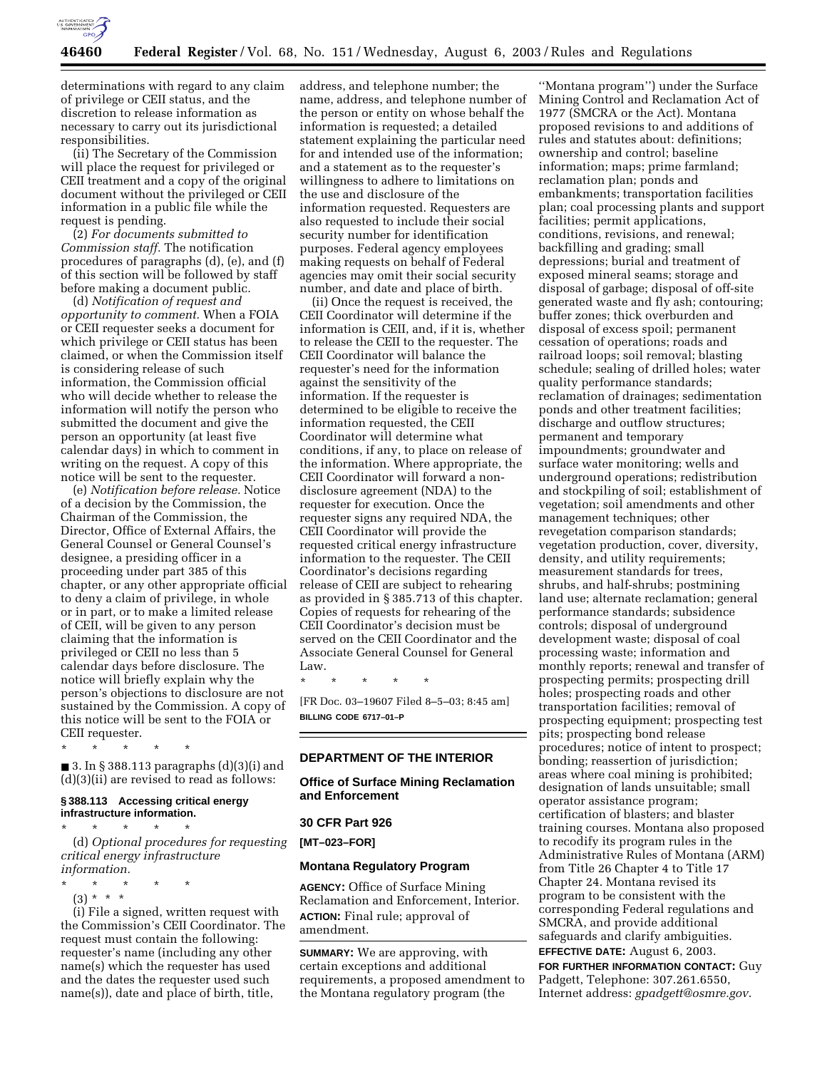determinations with regard to any claim of privilege or CEII status, and the discretion to release information as necessary to carry out its jurisdictional responsibilities.

(ii) The Secretary of the Commission will place the request for privileged or CEII treatment and a copy of the original document without the privileged or CEII information in a public file while the request is pending.

(2) *For documents submitted to Commission staff.* The notification procedures of paragraphs (d), (e), and (f) of this section will be followed by staff before making a document public.

(d) *Notification of request and opportunity to comment.* When a FOIA or CEII requester seeks a document for which privilege or CEII status has been claimed, or when the Commission itself is considering release of such information, the Commission official who will decide whether to release the information will notify the person who submitted the document and give the person an opportunity (at least five calendar days) in which to comment in writing on the request. A copy of this notice will be sent to the requester.

(e) *Notification before release.* Notice of a decision by the Commission, the Chairman of the Commission, the Director, Office of External Affairs, the General Counsel or General Counsel's designee, a presiding officer in a proceeding under part 385 of this chapter, or any other appropriate official to deny a claim of privilege, in whole or in part, or to make a limited release of CEII, will be given to any person claiming that the information is privileged or CEII no less than 5 calendar days before disclosure. The notice will briefly explain why the person's objections to disclosure are not sustained by the Commission. A copy of this notice will be sent to the FOIA or CEII requester.

\* \* \* \* \*

■ 3. In § 388.113 paragraphs (d)(3)(i) and (d)(3)(ii) are revised to read as follows:

**§ 388.113 Accessing critical energy infrastructure information.**

\* \* \* \* \*

(d) *Optional procedures for requesting critical energy infrastructure information.*

\* \* \* \* \*

(3) \* \* \*

(i) File a signed, written request with the Commission's CEII Coordinator. The request must contain the following: requester's name (including any other name(s) which the requester has used and the dates the requester used such name(s)), date and place of birth, title, address, and telephone number; the name, address, and telephone number of the person or entity on whose behalf the information is requested; a detailed statement explaining the particular need for and intended use of the information; and a statement as to the requester's willingness to adhere to limitations on the use and disclosure of the information requested. Requesters are also requested to include their social security number for identification purposes. Federal agency employees making requests on behalf of Federal agencies may omit their social security number, and date and place of birth.

(ii) Once the request is received, the CEII Coordinator will determine if the information is CEII, and, if it is, whether to release the CEII to the requester. The CEII Coordinator will balance the requester's need for the information against the sensitivity of the information. If the requester is determined to be eligible to receive the information requested, the CEII Coordinator will determine what conditions, if any, to place on release of the information. Where appropriate, the CEII Coordinator will forward a non-disclosure agreement (NDA) to the requester for execution. Once the requester signs any required NDA, the CEII Coordinator will provide the requested critical energy infrastructure information to the requester. The CEII Coordinator's decisions regarding release of CEII are subject to rehearing as provided in § 385.713 of this chapter. Copies of requests for rehearing of the CEII Coordinator's decision must be served on the CEII Coordinator and the Associate General Counsel for General Law.

\* \* \* \* \*

[FR Doc. 03–19607 Filed 8–5–03; 8:45 am]

**BILLING CODE 6717–01–P**

## DEPARTMENT OF THE INTERIOR

### Office of Surface Mining Reclamation and Enforcement

### 30 CFR Part 926

**[MT–023–FOR]**

### Montana Regulatory Program

**AGENCY:** Office of Surface Mining Reclamation and Enforcement, Interior.

**ACTION:** Final rule; approval of amendment.

**SUMMARY:** We are approving, with certain exceptions and additional requirements, a proposed amendment to the Montana regulatory program (the "Montana program") under the Surface Mining Control and Reclamation Act of 1977 (SMCRA or the Act). Montana proposed revisions to and additions of rules and statutes about: definitions; ownership and control; baseline information; maps; prime farmland; reclamation plan; ponds and embankments; transportation facilities plan; coal processing plants and support facilities; permit applications, conditions, revisions, and renewal; backfilling and grading; small depressions; burial and treatment of exposed mineral seams; storage and disposal of garbage; disposal of off-site generated waste and fly ash; contouring; buffer zones; thick overburden and disposal of excess spoil; permanent cessation of operations; roads and railroad loops; soil removal; blasting schedule; sealing of drilled holes; water quality performance standards; reclamation of drainages; sedimentation ponds and other treatment facilities; discharge and outflow structures; permanent and temporary impoundments; groundwater and surface water monitoring; wells and underground operations; redistribution and stockpiling of soil; establishment of vegetation; soil amendments and other management techniques; other revegetation comparison standards; vegetation production, cover, diversity, density, and utility requirements; measurement standards for trees, shrubs, and half-shrubs; postmining land use; alternate reclamation; general performance standards; subsidence controls; disposal of underground development waste; disposal of coal processing waste; information and monthly reports; renewal and transfer of prospecting permits; prospecting drill holes; prospecting roads and other transportation facilities; removal of prospecting equipment; prospecting test pits; prospecting bond release procedures; notice of intent to prospect; bonding; reassertion of jurisdiction; areas where coal mining is prohibited; designation of lands unsuitable; small operator assistance program; certification of blasters; and blaster training courses. Montana also proposed to recodify its program rules in the Administrative Rules of Montana (ARM) from Title 26 Chapter 4 to Title 17 Chapter 24. Montana revised its program to be consistent with the corresponding Federal regulations and SMCRA, and provide additional safeguards and clarify ambiguities.

**EFFECTIVE DATE:** August 6, 2003.

**FOR FURTHER INFORMATION CONTACT:** Guy Padgett, Telephone: 307.261.6550, Internet address: *gpadgett@osmre.gov.*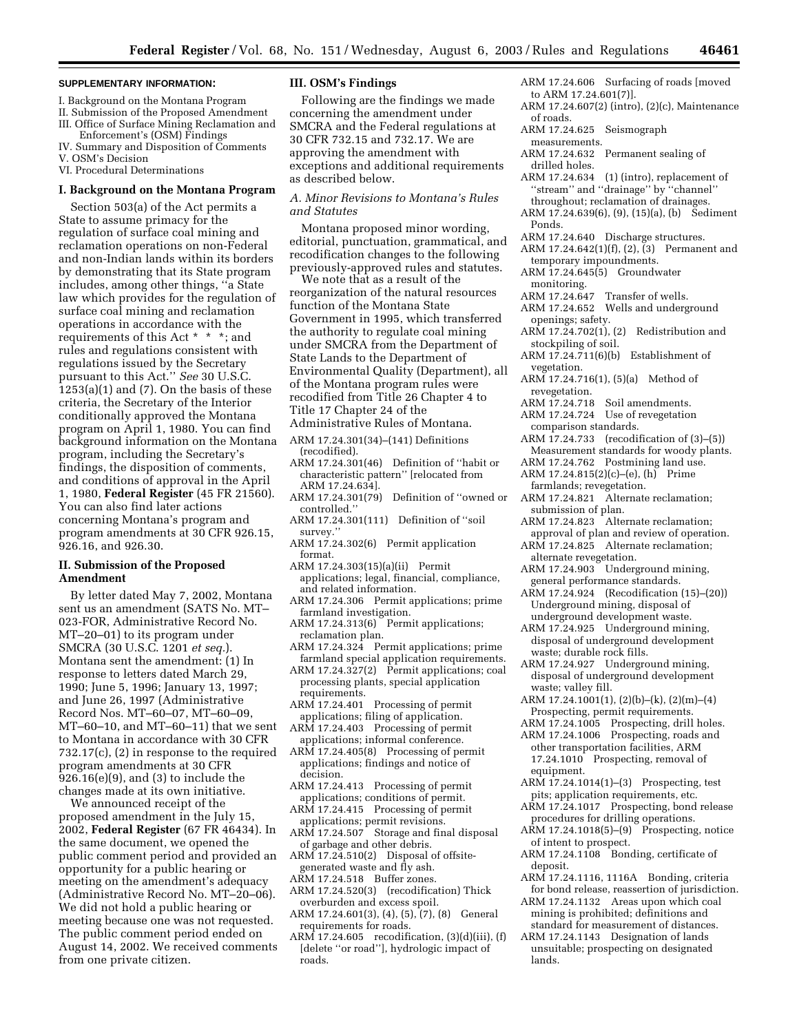**SUPPLEMENTARY INFORMATION:**

I. Background on the Montana Program
II. Submission of the Proposed Amendment
III. Office of Surface Mining Reclamation and Enforcement's (OSM) Findings
IV. Summary and Disposition of Comments
V. OSM's Decision
VI. Procedural Determinations

## I. Background on the Montana Program

Section 503(a) of the Act permits a State to assume primacy for the regulation of surface coal mining and reclamation operations on non-Federal and non-Indian lands within its borders by demonstrating that its State program includes, among other things, ''a State law which provides for the regulation of surface coal mining and reclamation operations in accordance with the requirements of this Act * * *; and rules and regulations consistent with regulations issued by the Secretary pursuant to this Act.'' *See* 30 U.S.C. 1253(a)(1) and (7). On the basis of these criteria, the Secretary of the Interior conditionally approved the Montana program on April 1, 1980. You can find background information on the Montana program, including the Secretary's findings, the disposition of comments, and conditions of approval in the April 1, 1980, **Federal Register** (45 FR 21560). You can also find later actions concerning Montana's program and program amendments at 30 CFR 926.15, 926.16, and 926.30.

## II. Submission of the Proposed Amendment

By letter dated May 7, 2002, Montana sent us an amendment (SATS No. MT–023-FOR, Administrative Record No. MT–20–01) to its program under SMCRA (30 U.S.C. 1201 *et seq.*). Montana sent the amendment: (1) In response to letters dated March 29, 1990; June 5, 1996; January 13, 1997; and June 26, 1997 (Administrative Record Nos. MT–60–07, MT–60–09, MT–60–10, and MT–60–11) that we sent to Montana in accordance with 30 CFR 732.17(c), (2) in response to the required program amendments at 30 CFR 926.16(e)(9), and (3) to include the changes made at its own initiative.

We announced receipt of the proposed amendment in the July 15, 2002, **Federal Register** (67 FR 46434). In the same document, we opened the public comment period and provided an opportunity for a public hearing or meeting on the amendment's adequacy (Administrative Record No. MT–20–06). We did not hold a public hearing or meeting because one was not requested. The public comment period ended on August 14, 2002. We received comments from one private citizen.

## III. OSM's Findings

Following are the findings we made concerning the amendment under SMCRA and the Federal regulations at 30 CFR 732.15 and 732.17. We are approving the amendment with exceptions and additional requirements as described below.

### *A. Minor Revisions to Montana's Rules and Statutes*

Montana proposed minor wording, editorial, punctuation, grammatical, and recodification changes to the following previously-approved rules and statutes.

We note that as a result of the reorganization of the natural resources function of the Montana State Government in 1995, which transferred the authority to regulate coal mining under SMCRA from the Department of State Lands to the Department of Environmental Quality (Department), all of the Montana program rules were recodified from Title 26 Chapter 4 to Title 17 Chapter 24 of the Administrative Rules of Montana.

ARM 17.24.301(34)–(141) Definitions (recodified).
ARM 17.24.301(46) Definition of ''habit or characteristic pattern'' [relocated from ARM 17.24.634].
ARM 17.24.301(79) Definition of ''owned or controlled.''
ARM 17.24.301(111) Definition of ''soil survey.''
ARM 17.24.302(6) Permit application format.
ARM 17.24.303(15)(a)(ii) Permit applications; legal, financial, compliance, and related information.
ARM 17.24.306 Permit applications; prime farmland investigation.
ARM 17.24.313(6) Permit applications; reclamation plan.
ARM 17.24.324 Permit applications; prime farmland special application requirements.
ARM 17.24.327(2) Permit applications; coal processing plants, special application requirements.
ARM 17.24.401 Processing of permit applications; filing of application.
ARM 17.24.403 Processing of permit applications; informal conference.
ARM 17.24.405(8) Processing of permit applications; findings and notice of decision.
ARM 17.24.413 Processing of permit applications; conditions of permit.
ARM 17.24.415 Processing of permit applications; permit revisions.
ARM 17.24.507 Storage and final disposal of garbage and other debris.
ARM 17.24.510(2) Disposal of offsite-generated waste and fly ash.
ARM 17.24.518 Buffer zones.
ARM 17.24.520(3) (recodification) Thick overburden and excess spoil.
ARM 17.24.601(3), (4), (5), (7), (8) General requirements for roads.
ARM 17.24.605 recodification, (3)(d)(iii), (f) [delete ''or road''], hydrologic impact of roads.
ARM 17.24.606 Surfacing of roads [moved to ARM 17.24.601(7)].
ARM 17.24.607(2) (intro), (2)(c), Maintenance of roads.
ARM 17.24.625 Seismograph measurements.
ARM 17.24.632 Permanent sealing of drilled holes.
ARM 17.24.634 (1) (intro), replacement of ''stream'' and ''drainage'' by ''channel'' throughout; reclamation of drainages.
ARM 17.24.639(6), (9), (15)(a), (b) Sediment Ponds.
ARM 17.24.640 Discharge structures.
ARM 17.24.642(1)(f), (2), (3) Permanent and temporary impoundments.
ARM 17.24.645(5) Groundwater monitoring.
ARM 17.24.647 Transfer of wells.
ARM 17.24.652 Wells and underground openings; safety.
ARM 17.24.702(1), (2) Redistribution and stockpiling of soil.
ARM 17.24.711(6)(b) Establishment of vegetation.
ARM 17.24.716(1), (5)(a) Method of revegetation.
ARM 17.24.718 Soil amendments.
ARM 17.24.724 Use of revegetation comparison standards.
ARM 17.24.733 (recodification of (3)–(5)) Measurement standards for woody plants.
ARM 17.24.762 Postmining land use.
ARM 17.24.815(2)(c)–(e), (h) Prime farmlands; revegetation.
ARM 17.24.821 Alternate reclamation; submission of plan.
ARM 17.24.823 Alternate reclamation; approval of plan and review of operation.
ARM 17.24.825 Alternate reclamation; alternate revegetation.
ARM 17.24.903 Underground mining, general performance standards.
ARM 17.24.924 (Recodification (15)–(20)) Underground mining, disposal of underground development waste.
ARM 17.24.925 Underground mining, disposal of underground development waste; durable rock fills.
ARM 17.24.927 Underground mining, disposal of underground development waste; valley fill.
ARM 17.24.1001(1), (2)(b)–(k), (2)(m)–(4) Prospecting, permit requirements.
ARM 17.24.1005 Prospecting, drill holes.
ARM 17.24.1006 Prospecting, roads and other transportation facilities, ARM 17.24.1010 Prospecting, removal of equipment.
ARM 17.24.1014(1)–(3) Prospecting, test pits; application requirements, etc.
ARM 17.24.1017 Prospecting, bond release procedures for drilling operations.
ARM 17.24.1018(5)–(9) Prospecting, notice of intent to prospect.
ARM 17.24.1108 Bonding, certificate of deposit.
ARM 17.24.1116, 1116A Bonding, criteria for bond release, reassertion of jurisdiction.
ARM 17.24.1132 Areas upon which coal mining is prohibited; definitions and standard for measurement of distances.
ARM 17.24.1143 Designation of lands unsuitable; prospecting on designated lands.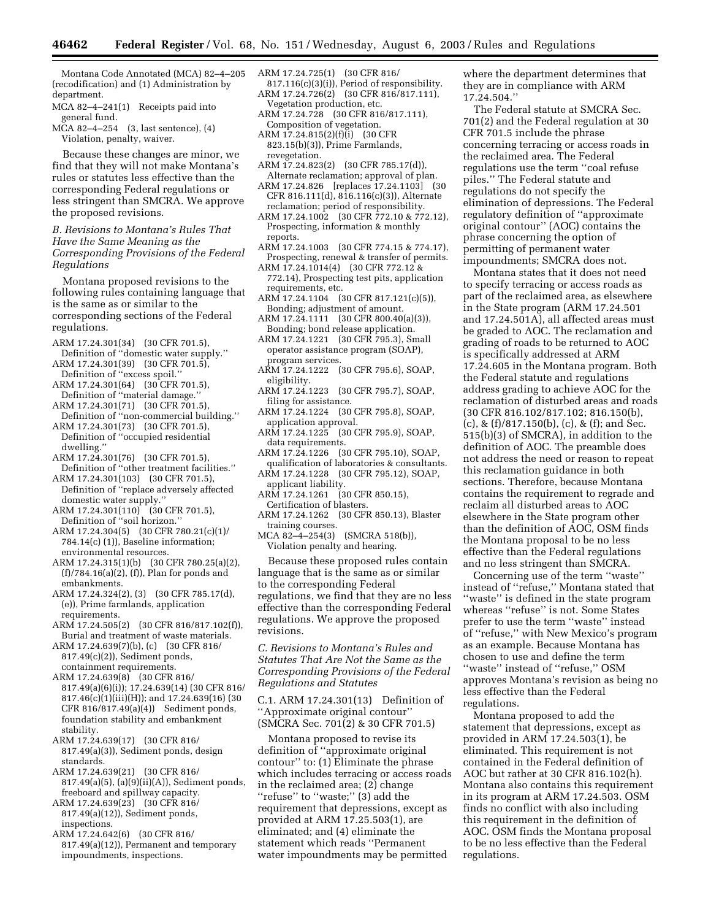Montana Code Annotated (MCA) 82–4–205 (recodification) and (1) Administration by department.

MCA 82–4–241(1) Receipts paid into general fund.

MCA 82–4–254 (3, last sentence), (4) Violation, penalty, waiver.

Because these changes are minor, we find that they will not make Montana's rules or statutes less effective than the corresponding Federal regulations or less stringent than SMCRA. We approve the proposed revisions.

### *B. Revisions to Montana's Rules That Have the Same Meaning as the Corresponding Provisions of the Federal Regulations*

Montana proposed revisions to the following rules containing language that is the same as or similar to the corresponding sections of the Federal regulations.

ARM 17.24.301(34) (30 CFR 701.5), Definition of ''domestic water supply.''
ARM 17.24.301(39) (30 CFR 701.5), Definition of ''excess spoil.''
ARM 17.24.301(64) (30 CFR 701.5), Definition of ''material damage.''
ARM 17.24.301(71) (30 CFR 701.5), Definition of ''non-commercial building.''
ARM 17.24.301(73) (30 CFR 701.5), Definition of ''occupied residential dwelling.''
ARM 17.24.301(76) (30 CFR 701.5), Definition of ''other treatment facilities.''
ARM 17.24.301(103) (30 CFR 701.5), Definition of ''replace adversely affected domestic water supply.''
ARM 17.24.301(110) (30 CFR 701.5), Definition of ''soil horizon.''
ARM 17.24.304(5) (30 CFR 780.21(c)(1)/784.14(c) (1)), Baseline information; environmental resources.
ARM 17.24.315(1)(b) (30 CFR 780.25(a)(2), (f)/784.16(a)(2), (f)), Plan for ponds and embankments.
ARM 17.24.324(2), (3) (30 CFR 785.17(d), (e)), Prime farmlands, application requirements.
ARM 17.24.505(2) (30 CFR 816/817.102(f)), Burial and treatment of waste materials.
ARM 17.24.639(7)(b), (c) (30 CFR 816/817.49(c)(2)), Sediment ponds, containment requirements.
ARM 17.24.639(8) (30 CFR 816/817.49(a)(6)(i)); 17.24.639(14) (30 CFR 816/817.46(c)(1)(iii)(H)); and 17.24.639(16) (30 CFR 816/817.49(a)(4)) Sediment ponds, foundation stability and embankment stability.
ARM 17.24.639(17) (30 CFR 816/817.49(a)(3)), Sediment ponds, design standards.
ARM 17.24.639(21) (30 CFR 816/817.49(a)(5), (a)(9)(ii)(A)), Sediment ponds, freeboard and spillway capacity.
ARM 17.24.639(23) (30 CFR 816/817.49(a)(12)), Sediment ponds, inspections.
ARM 17.24.642(6) (30 CFR 816/817.49(a)(12)), Permanent and temporary impoundments, inspections.
ARM 17.24.725(1) (30 CFR 816/817.116(c)(3)(i)), Period of responsibility.
ARM 17.24.726(2) (30 CFR 816/817.111), Vegetation production, etc.
ARM 17.24.728 (30 CFR 816/817.111), Composition of vegetation.
ARM 17.24.815(2)(f)(i) (30 CFR 823.15(b)(3)), Prime Farmlands, revegetation.
ARM 17.24.823(2) (30 CFR 785.17(d)), Alternate reclamation; approval of plan.
ARM 17.24.826 [replaces 17.24.1103] (30 CFR 816.111(d), 816.116(c)(3)), Alternate reclamation; period of responsibility.
ARM 17.24.1002 (30 CFR 772.10 & 772.12), Prospecting, information & monthly reports.
ARM 17.24.1003 (30 CFR 774.15 & 774.17), Prospecting, renewal & transfer of permits.
ARM 17.24.1014(4) (30 CFR 772.12 & 772.14), Prospecting test pits, application requirements, etc.
ARM 17.24.1104 (30 CFR 817.121(c)(5)), Bonding; adjustment of amount.
ARM 17.24.1111 (30 CFR 800.40(a)(3)), Bonding; bond release application.
ARM 17.24.1221 (30 CFR 795.3), Small operator assistance program (SOAP), program services.
ARM 17.24.1222 (30 CFR 795.6), SOAP, eligibility.
ARM 17.24.1223 (30 CFR 795.7), SOAP, filing for assistance.
ARM 17.24.1224 (30 CFR 795.8), SOAP, application approval.
ARM 17.24.1225 (30 CFR 795.9), SOAP, data requirements.
ARM 17.24.1226 (30 CFR 795.10), SOAP, qualification of laboratories & consultants.
ARM 17.24.1228 (30 CFR 795.12), SOAP, applicant liability.
ARM 17.24.1261 (30 CFR 850.15), Certification of blasters.
ARM 17.24.1262 (30 CFR 850.13), Blaster training courses.
MCA 82–4–254(3) (SMCRA 518(b)), Violation penalty and hearing.

Because these proposed rules contain language that is the same as or similar to the corresponding Federal regulations, we find that they are no less effective than the corresponding Federal regulations. We approve the proposed revisions.

### *C. Revisions to Montana's Rules and Statutes That Are Not the Same as the Corresponding Provisions of the Federal Regulations and Statutes*

C.1. ARM 17.24.301(13) Definition of ''Approximate original contour'' (SMCRA Sec. 701(2) & 30 CFR 701.5)

Montana proposed to revise its definition of ''approximate original contour'' to: (1) Eliminate the phrase which includes terracing or access roads in the reclaimed area; (2) change ''refuse'' to ''waste;'' (3) add the requirement that depressions, except as provided at ARM 17.25.503(1), are eliminated; and (4) eliminate the statement which reads ''Permanent water impoundments may be permitted where the department determines that they are in compliance with ARM 17.24.504.''

The Federal statute at SMCRA Sec. 701(2) and the Federal regulation at 30 CFR 701.5 include the phrase concerning terracing or access roads in the reclaimed area. The Federal regulations use the term ''coal refuse piles.'' The Federal statute and regulations do not specify the elimination of depressions. The Federal regulatory definition of ''approximate original contour'' (AOC) contains the phrase concerning the option of permitting of permanent water impoundments; SMCRA does not.

Montana states that it does not need to specify terracing or access roads as part of the reclaimed area, as elsewhere in the State program (ARM 17.24.501 and 17.24.501A), all affected areas must be graded to AOC. The reclamation and grading of roads to be returned to AOC is specifically addressed at ARM 17.24.605 in the Montana program. Both the Federal statute and regulations address grading to achieve AOC for the reclamation of disturbed areas and roads (30 CFR 816.102/817.102; 816.150(b), (c), & (f)/817.150(b), (c), & (f); and Sec. 515(b)(3) of SMCRA), in addition to the definition of AOC. The preamble does not address the need or reason to repeat this reclamation guidance in both sections. Therefore, because Montana contains the requirement to regrade and reclaim all disturbed areas to AOC elsewhere in the State program other than the definition of AOC, OSM finds the Montana proposal to be no less effective than the Federal regulations and no less stringent than SMCRA.

Concerning use of the term ''waste'' instead of ''refuse,'' Montana stated that ''waste'' is defined in the state program whereas ''refuse'' is not. Some States prefer to use the term ''waste'' instead of ''refuse,'' with New Mexico's program as an example. Because Montana has chosen to use and define the term ''waste'' instead of ''refuse,'' OSM approves Montana's revision as being no less effective than the Federal regulations.

Montana proposed to add the statement that depressions, except as provided in ARM 17.24.503(1), be eliminated. This requirement is not contained in the Federal definition of AOC but rather at 30 CFR 816.102(h). Montana also contains this requirement in its program at ARM 17.24.503. OSM finds no conflict with also including this requirement in the definition of AOC. OSM finds the Montana proposal to be no less effective than the Federal regulations.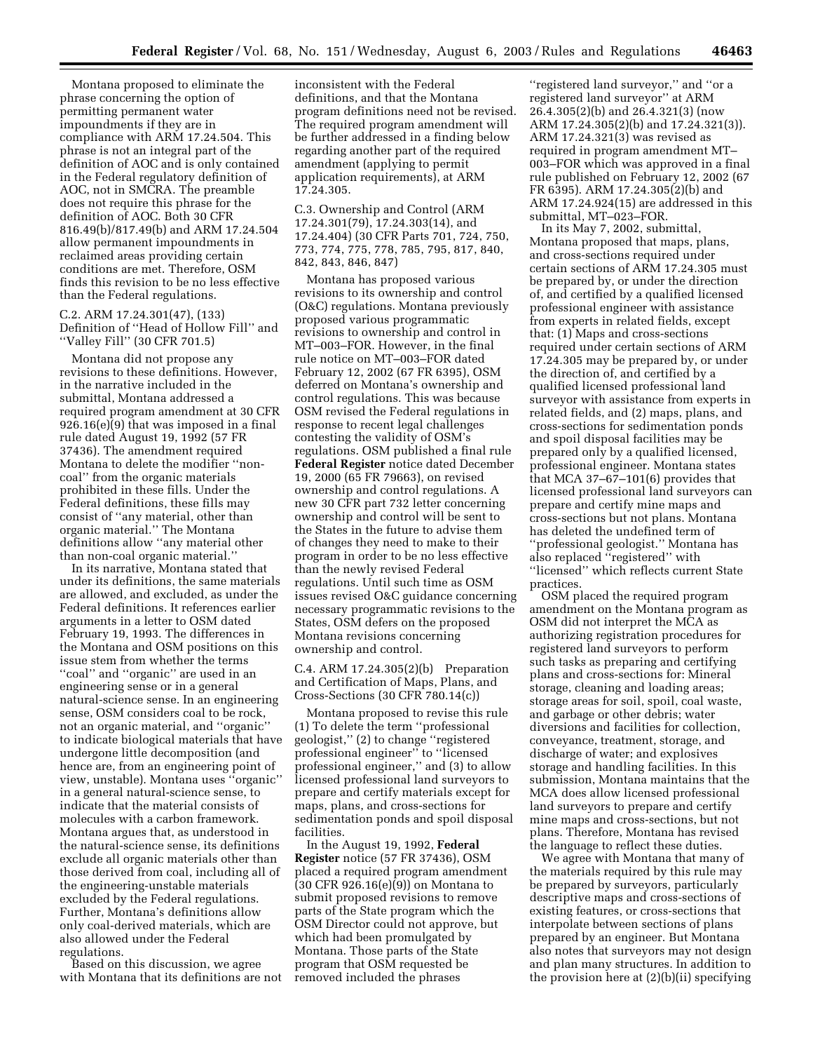Montana proposed to eliminate the phrase concerning the option of permitting permanent water impoundments if they are in compliance with ARM 17.24.504. This phrase is not an integral part of the definition of AOC and is only contained in the Federal regulatory definition of AOC, not in SMCRA. The preamble does not require this phrase for the definition of AOC. Both 30 CFR 816.49(b)/817.49(b) and ARM 17.24.504 allow permanent impoundments in reclaimed areas providing certain conditions are met. Therefore, OSM finds this revision to be no less effective than the Federal regulations.

C.2. ARM 17.24.301(47), (133) Definition of ''Head of Hollow Fill'' and ''Valley Fill'' (30 CFR 701.5)

Montana did not propose any revisions to these definitions. However, in the narrative included in the submittal, Montana addressed a required program amendment at 30 CFR 926.16(e)(9) that was imposed in a final rule dated August 19, 1992 (57 FR 37436). The amendment required Montana to delete the modifier ''non-coal'' from the organic materials prohibited in these fills. Under the Federal definitions, these fills may consist of ''any material, other than organic material.'' The Montana definitions allow ''any material other than non-coal organic material.''

In its narrative, Montana stated that under its definitions, the same materials are allowed, and excluded, as under the Federal definitions. It references earlier arguments in a letter to OSM dated February 19, 1993. The differences in the Montana and OSM positions on this issue stem from whether the terms ''coal'' and ''organic'' are used in an engineering sense or in a general natural-science sense. In an engineering sense, OSM considers coal to be rock, not an organic material, and ''organic'' to indicate biological materials that have undergone little decomposition (and hence are, from an engineering point of view, unstable). Montana uses ''organic'' in a general natural-science sense, to indicate that the material consists of molecules with a carbon framework. Montana argues that, as understood in the natural-science sense, its definitions exclude all organic materials other than those derived from coal, including all of the engineering-unstable materials excluded by the Federal regulations. Further, Montana's definitions allow only coal-derived materials, which are also allowed under the Federal regulations.

Based on this discussion, we agree with Montana that its definitions are not inconsistent with the Federal definitions, and that the Montana program definitions need not be revised. The required program amendment will be further addressed in a finding below regarding another part of the required amendment (applying to permit application requirements), at ARM 17.24.305.

C.3. Ownership and Control (ARM 17.24.301(79), 17.24.303(14), and 17.24.404) (30 CFR Parts 701, 724, 750, 773, 774, 775, 778, 785, 795, 817, 840, 842, 843, 846, 847)

Montana has proposed various revisions to its ownership and control (O&C) regulations. Montana previously proposed various programmatic revisions to ownership and control in MT–003–FOR. However, in the final rule notice on MT–003–FOR dated February 12, 2002 (67 FR 6395), OSM deferred on Montana's ownership and control regulations. This was because OSM revised the Federal regulations in response to recent legal challenges contesting the validity of OSM's regulations. OSM published a final rule **Federal Register** notice dated December 19, 2000 (65 FR 79663), on revised ownership and control regulations. A new 30 CFR part 732 letter concerning ownership and control will be sent to the States in the future to advise them of changes they need to make to their program in order to be no less effective than the newly revised Federal regulations. Until such time as OSM issues revised O&C guidance concerning necessary programmatic revisions to the States, OSM defers on the proposed Montana revisions concerning ownership and control.

C.4. ARM 17.24.305(2)(b) Preparation and Certification of Maps, Plans, and Cross-Sections (30 CFR 780.14(c))

Montana proposed to revise this rule (1) To delete the term ''professional geologist,'' (2) to change ''registered professional engineer'' to ''licensed professional engineer,'' and (3) to allow licensed professional land surveyors to prepare and certify materials except for maps, plans, and cross-sections for sedimentation ponds and spoil disposal facilities.

In the August 19, 1992, **Federal Register** notice (57 FR 37436), OSM placed a required program amendment (30 CFR 926.16(e)(9)) on Montana to submit proposed revisions to remove parts of the State program which the OSM Director could not approve, but which had been promulgated by Montana. Those parts of the State program that OSM requested be removed included the phrases ''registered land surveyor,'' and ''or a registered land surveyor'' at ARM 26.4.305(2)(b) and 26.4.321(3) (now ARM 17.24.305(2)(b) and 17.24.321(3)). ARM 17.24.321(3) was revised as required in program amendment MT–003–FOR which was approved in a final rule published on February 12, 2002 (67 FR 6395). ARM 17.24.305(2)(b) and ARM 17.24.924(15) are addressed in this submittal, MT–023–FOR.

In its May 7, 2002, submittal, Montana proposed that maps, plans, and cross-sections required under certain sections of ARM 17.24.305 must be prepared by, or under the direction of, and certified by a qualified licensed professional engineer with assistance from experts in related fields, except that: (1) Maps and cross-sections required under certain sections of ARM 17.24.305 may be prepared by, or under the direction of, and certified by a qualified licensed professional land surveyor with assistance from experts in related fields, and (2) maps, plans, and cross-sections for sedimentation ponds and spoil disposal facilities may be prepared only by a qualified licensed, professional engineer. Montana states that MCA 37–67–101(6) provides that licensed professional land surveyors can prepare and certify mine maps and cross-sections but not plans. Montana has deleted the undefined term of ''professional geologist.'' Montana has also replaced ''registered'' with ''licensed'' which reflects current State practices.

OSM placed the required program amendment on the Montana program as OSM did not interpret the MCA as authorizing registration procedures for registered land surveyors to perform such tasks as preparing and certifying plans and cross-sections for: Mineral storage, cleaning and loading areas; storage areas for soil, spoil, coal waste, and garbage or other debris; water diversions and facilities for collection, conveyance, treatment, storage, and discharge of water; and explosives storage and handling facilities. In this submission, Montana maintains that the MCA does allow licensed professional land surveyors to prepare and certify mine maps and cross-sections, but not plans. Therefore, Montana has revised the language to reflect these duties.

We agree with Montana that many of the materials required by this rule may be prepared by surveyors, particularly descriptive maps and cross-sections of existing features, or cross-sections that interpolate between sections of plans prepared by an engineer. But Montana also notes that surveyors may not design and plan many structures. In addition to the provision here at (2)(b)(ii) specifying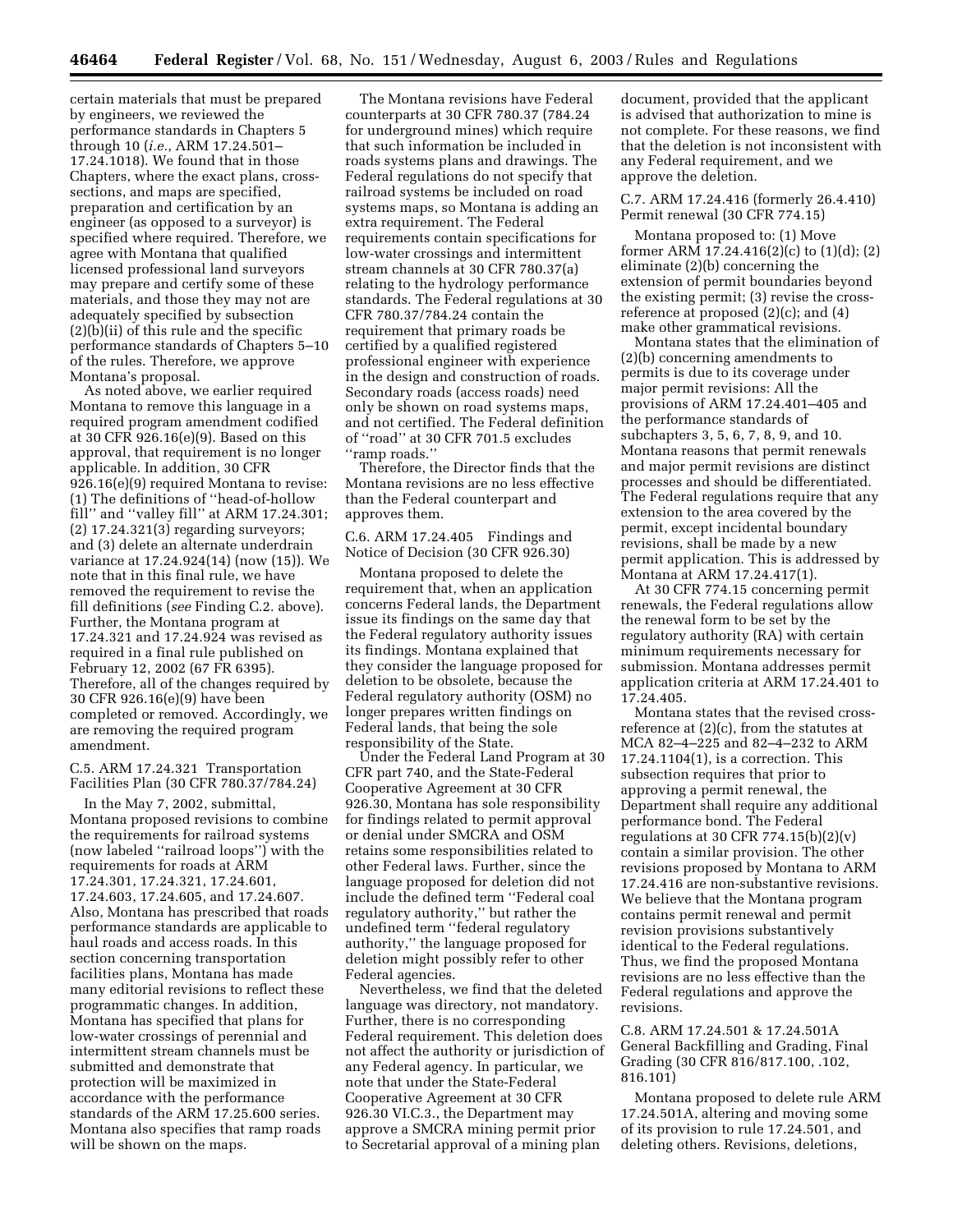certain materials that must be prepared by engineers, we reviewed the performance standards in Chapters 5 through 10 (*i.e.*, ARM 17.24.501–17.24.1018). We found that in those Chapters, where the exact plans, cross-sections, and maps are specified, preparation and certification by an engineer (as opposed to a surveyor) is specified where required. Therefore, we agree with Montana that qualified licensed professional land surveyors may prepare and certify some of these materials, and those they may not are adequately specified by subsection (2)(b)(ii) of this rule and the specific performance standards of Chapters 5–10 of the rules. Therefore, we approve Montana's proposal.

As noted above, we earlier required Montana to remove this language in a required program amendment codified at 30 CFR 926.16(e)(9). Based on this approval, that requirement is no longer applicable. In addition, 30 CFR 926.16(e)(9) required Montana to revise: (1) The definitions of ''head-of-hollow fill'' and ''valley fill'' at ARM 17.24.301; (2) 17.24.321(3) regarding surveyors; and (3) delete an alternate underdrain variance at 17.24.924(14) (now (15)). We note that in this final rule, we have removed the requirement to revise the fill definitions (*see* Finding C.2. above). Further, the Montana program at 17.24.321 and 17.24.924 was revised as required in a final rule published on February 12, 2002 (67 FR 6395). Therefore, all of the changes required by 30 CFR 926.16(e)(9) have been completed or removed. Accordingly, we are removing the required program amendment.

C.5. ARM 17.24.321 Transportation Facilities Plan (30 CFR 780.37/784.24)

In the May 7, 2002, submittal, Montana proposed revisions to combine the requirements for railroad systems (now labeled ''railroad loops'') with the requirements for roads at ARM 17.24.301, 17.24.321, 17.24.601, 17.24.603, 17.24.605, and 17.24.607. Also, Montana has prescribed that roads performance standards are applicable to haul roads and access roads. In this section concerning transportation facilities plans, Montana has made many editorial revisions to reflect these programmatic changes. In addition, Montana has specified that plans for low-water crossings of perennial and intermittent stream channels must be submitted and demonstrate that protection will be maximized in accordance with the performance standards of the ARM 17.25.600 series. Montana also specifies that ramp roads will be shown on the maps.

The Montana revisions have Federal counterparts at 30 CFR 780.37 (784.24 for underground mines) which require that such information be included in roads systems plans and drawings. The Federal regulations do not specify that railroad systems be included on road systems maps, so Montana is adding an extra requirement. The Federal requirements contain specifications for low-water crossings and intermittent stream channels at 30 CFR 780.37(a) relating to the hydrology performance standards. The Federal regulations at 30 CFR 780.37/784.24 contain the requirement that primary roads be certified by a qualified registered professional engineer with experience in the design and construction of roads. Secondary roads (access roads) need only be shown on road systems maps, and not certified. The Federal definition of ''road'' at 30 CFR 701.5 excludes ''ramp roads.''

Therefore, the Director finds that the Montana revisions are no less effective than the Federal counterpart and approves them.

C.6. ARM 17.24.405 Findings and Notice of Decision (30 CFR 926.30)

Montana proposed to delete the requirement that, when an application concerns Federal lands, the Department issue its findings on the same day that the Federal regulatory authority issues its findings. Montana explained that they consider the language proposed for deletion to be obsolete, because the Federal regulatory authority (OSM) no longer prepares written findings on Federal lands, that being the sole responsibility of the State.

Under the Federal Land Program at 30 CFR part 740, and the State-Federal Cooperative Agreement at 30 CFR 926.30, Montana has sole responsibility for findings related to permit approval or denial under SMCRA and OSM retains some responsibilities related to other Federal laws. Further, since the language proposed for deletion did not include the defined term ''Federal coal regulatory authority,'' but rather the undefined term ''federal regulatory authority,'' the language proposed for deletion might possibly refer to other Federal agencies.

Nevertheless, we find that the deleted language was directory, not mandatory. Further, there is no corresponding Federal requirement. This deletion does not affect the authority or jurisdiction of any Federal agency. In particular, we note that under the State-Federal Cooperative Agreement at 30 CFR 926.30 VI.C.3., the Department may approve a SMCRA mining permit prior to Secretarial approval of a mining plan document, provided that the applicant is advised that authorization to mine is not complete. For these reasons, we find that the deletion is not inconsistent with any Federal requirement, and we approve the deletion.

C.7. ARM 17.24.416 (formerly 26.4.410) Permit renewal (30 CFR 774.15)

Montana proposed to: (1) Move former ARM 17.24.416(2)(c) to (1)(d); (2) eliminate (2)(b) concerning the extension of permit boundaries beyond the existing permit; (3) revise the cross-reference at proposed (2)(c); and (4) make other grammatical revisions.

Montana states that the elimination of (2)(b) concerning amendments to permits is due to its coverage under major permit revisions: All the provisions of ARM 17.24.401–405 and the performance standards of subchapters 3, 5, 6, 7, 8, 9, and 10. Montana reasons that permit renewals and major permit revisions are distinct processes and should be differentiated. The Federal regulations require that any extension to the area covered by the permit, except incidental boundary revisions, shall be made by a new permit application. This is addressed by Montana at ARM 17.24.417(1).

At 30 CFR 774.15 concerning permit renewals, the Federal regulations allow the renewal form to be set by the regulatory authority (RA) with certain minimum requirements necessary for submission. Montana addresses permit application criteria at ARM 17.24.401 to 17.24.405.

Montana states that the revised cross-reference at (2)(c), from the statutes at MCA 82–4–225 and 82–4–232 to ARM 17.24.1104(1), is a correction. This subsection requires that prior to approving a permit renewal, the Department shall require any additional performance bond. The Federal regulations at 30 CFR 774.15(b)(2)(v) contain a similar provision. The other revisions proposed by Montana to ARM 17.24.416 are non-substantive revisions. We believe that the Montana program contains permit renewal and permit revision provisions substantively identical to the Federal regulations. Thus, we find the proposed Montana revisions are no less effective than the Federal regulations and approve the revisions.

C.8. ARM 17.24.501 & 17.24.501A General Backfilling and Grading, Final Grading (30 CFR 816/817.100, .102, 816.101)

Montana proposed to delete rule ARM 17.24.501A, altering and moving some of its provision to rule 17.24.501, and deleting others. Revisions, deletions,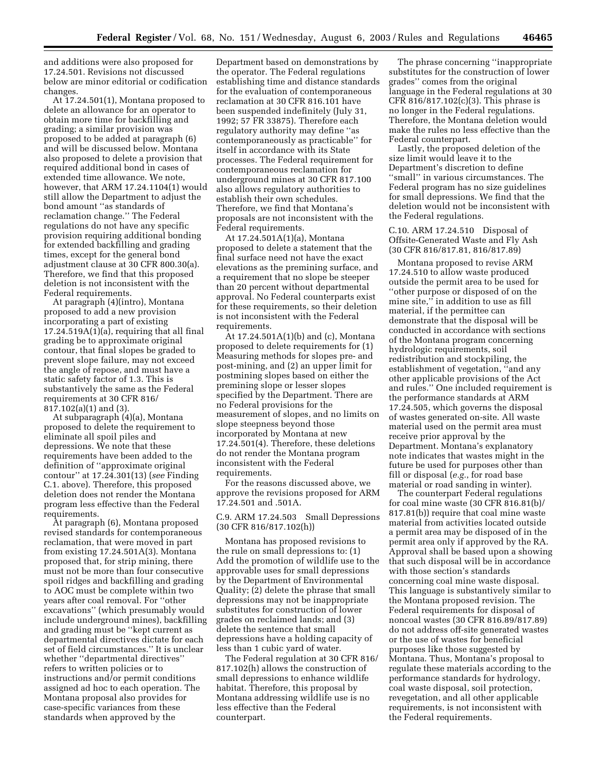and additions were also proposed for 17.24.501. Revisions not discussed below are minor editorial or codification changes.

At 17.24.501(1), Montana proposed to delete an allowance for an operator to obtain more time for backfilling and grading; a similar provision was proposed to be added at paragraph (6) and will be discussed below. Montana also proposed to delete a provision that required additional bond in cases of extended time allowance. We note, however, that ARM 17.24.1104(1) would still allow the Department to adjust the bond amount ''as standards of reclamation change.'' The Federal regulations do not have any specific provision requiring additional bonding for extended backfilling and grading times, except for the general bond adjustment clause at 30 CFR 800.30(a). Therefore, we find that this proposed deletion is not inconsistent with the Federal requirements.

At paragraph (4)(intro), Montana proposed to add a new provision incorporating a part of existing 17.24.519A(1)(a), requiring that all final grading be to approximate original contour, that final slopes be graded to prevent slope failure, may not exceed the angle of repose, and must have a static safety factor of 1.3. This is substantively the same as the Federal requirements at 30 CFR 816/817.102(a)(1) and (3).

At subparagraph (4)(a), Montana proposed to delete the requirement to eliminate all spoil piles and depressions. We note that these requirements have been added to the definition of ''approximate original contour'' at 17.24.301(13) (*see* Finding C.1. above). Therefore, this proposed deletion does not render the Montana program less effective than the Federal requirements.

At paragraph (6), Montana proposed revised standards for contemporaneous reclamation, that were moved in part from existing 17.24.501A(3). Montana proposed that, for strip mining, there must not be more than four consecutive spoil ridges and backfilling and grading to AOC must be complete within two years after coal removal. For ''other excavations'' (which presumably would include underground mines), backfilling and grading must be ''kept current as departmental directives dictate for each set of field circumstances.'' It is unclear whether ''departmental directives'' refers to written policies or to instructions and/or permit conditions assigned ad hoc to each operation. The Montana proposal also provides for case-specific variances from these standards when approved by the Department based on demonstrations by the operator. The Federal regulations establishing time and distance standards for the evaluation of contemporaneous reclamation at 30 CFR 816.101 have been suspended indefinitely (July 31, 1992; 57 FR 33875). Therefore each regulatory authority may define ''as contemporaneously as practicable'' for itself in accordance with its State processes. The Federal requirement for contemporaneous reclamation for underground mines at 30 CFR 817.100 also allows regulatory authorities to establish their own schedules. Therefore, we find that Montana's proposals are not inconsistent with the Federal requirements.

At 17.24.501A(1)(a), Montana proposed to delete a statement that the final surface need not have the exact elevations as the premining surface, and a requirement that no slope be steeper than 20 percent without departmental approval. No Federal counterparts exist for these requirements, so their deletion is not inconsistent with the Federal requirements.

At 17.24.501A(1)(b) and (c), Montana proposed to delete requirements for (1) Measuring methods for slopes pre- and post-mining, and (2) an upper limit for postmining slopes based on either the premining slope or lesser slopes specified by the Department. There are no Federal provisions for the measurement of slopes, and no limits on slope steepness beyond those incorporated by Montana at new 17.24.501(4). Therefore, these deletions do not render the Montana program inconsistent with the Federal requirements.

For the reasons discussed above, we approve the revisions proposed for ARM 17.24.501 and .501A.

C.9. ARM 17.24.503 Small Depressions (30 CFR 816/817.102(h))

Montana has proposed revisions to the rule on small depressions to: (1) Add the promotion of wildlife use to the approvable uses for small depressions by the Department of Environmental Quality; (2) delete the phrase that small depressions may not be inappropriate substitutes for construction of lower grades on reclaimed lands; and (3) delete the sentence that small depressions have a holding capacity of less than 1 cubic yard of water.

The Federal regulation at 30 CFR 816/817.102(h) allows the construction of small depressions to enhance wildlife habitat. Therefore, this proposal by Montana addressing wildlife use is no less effective than the Federal counterpart.

The phrase concerning ''inappropriate substitutes for the construction of lower grades'' comes from the original language in the Federal regulations at 30 CFR 816/817.102(c)(3). This phrase is no longer in the Federal regulations. Therefore, the Montana deletion would make the rules no less effective than the Federal counterpart.

Lastly, the proposed deletion of the size limit would leave it to the Department's discretion to define ''small'' in various circumstances. The Federal program has no size guidelines for small depressions. We find that the deletion would not be inconsistent with the Federal regulations.

C.10. ARM 17.24.510 Disposal of Offsite-Generated Waste and Fly Ash (30 CFR 816/817.81, 816/817.89)

Montana proposed to revise ARM 17.24.510 to allow waste produced outside the permit area to be used for ''other purpose or disposed of on the mine site,'' in addition to use as fill material, if the permittee can demonstrate that the disposal will be conducted in accordance with sections of the Montana program concerning hydrologic requirements, soil redistribution and stockpiling, the establishment of vegetation, ''and any other applicable provisions of the Act and rules.'' One included requirement is the performance standards at ARM 17.24.505, which governs the disposal of wastes generated on-site. All waste material used on the permit area must receive prior approval by the Department. Montana's explanatory note indicates that wastes might in the future be used for purposes other than fill or disposal (*e.g.*, for road base material or road sanding in winter).

The counterpart Federal regulations for coal mine waste (30 CFR 816.81(b)/817.81(b)) require that coal mine waste material from activities located outside a permit area may be disposed of in the permit area only if approved by the RA. Approval shall be based upon a showing that such disposal will be in accordance with those section's standards concerning coal mine waste disposal. This language is substantively similar to the Montana proposed revision. The Federal requirements for disposal of noncoal wastes (30 CFR 816.89/817.89) do not address off-site generated wastes or the use of wastes for beneficial purposes like those suggested by Montana. Thus, Montana's proposal to regulate these materials according to the performance standards for hydrology, coal waste disposal, soil protection, revegetation, and all other applicable requirements, is not inconsistent with the Federal requirements.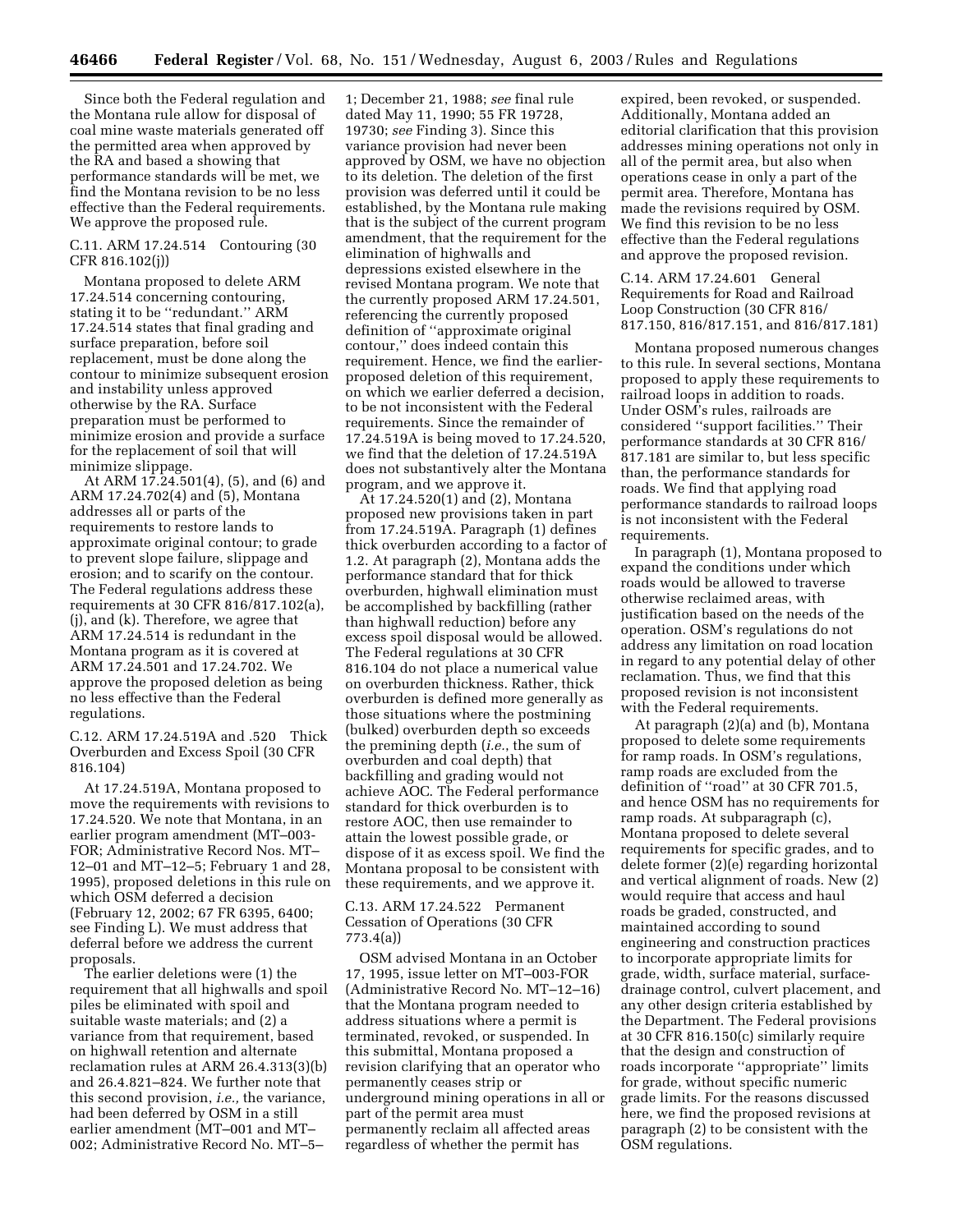Since both the Federal regulation and the Montana rule allow for disposal of coal mine waste materials generated off the permitted area when approved by the RA and based a showing that performance standards will be met, we find the Montana revision to be no less effective than the Federal requirements. We approve the proposed rule.

C.11. ARM 17.24.514 Contouring (30 CFR 816.102(j))

Montana proposed to delete ARM 17.24.514 concerning contouring, stating it to be ''redundant.'' ARM 17.24.514 states that final grading and surface preparation, before soil replacement, must be done along the contour to minimize subsequent erosion and instability unless approved otherwise by the RA. Surface preparation must be performed to minimize erosion and provide a surface for the replacement of soil that will minimize slippage.

At ARM 17.24.501(4), (5), and (6) and ARM 17.24.702(4) and (5), Montana addresses all or parts of the requirements to restore lands to approximate original contour; to grade to prevent slope failure, slippage and erosion; and to scarify on the contour. The Federal regulations address these requirements at 30 CFR 816/817.102(a), (j), and (k). Therefore, we agree that ARM 17.24.514 is redundant in the Montana program as it is covered at ARM 17.24.501 and 17.24.702. We approve the proposed deletion as being no less effective than the Federal regulations.

C.12. ARM 17.24.519A and .520 Thick Overburden and Excess Spoil (30 CFR 816.104)

At 17.24.519A, Montana proposed to move the requirements with revisions to 17.24.520. We note that Montana, in an earlier program amendment (MT–003-FOR; Administrative Record Nos. MT–12–01 and MT–12–5; February 1 and 28, 1995), proposed deletions in this rule on which OSM deferred a decision (February 12, 2002; 67 FR 6395, 6400; see Finding L). We must address that deferral before we address the current proposals.

The earlier deletions were (1) the requirement that all highwalls and spoil piles be eliminated with spoil and suitable waste materials; and (2) a variance from that requirement, based on highwall retention and alternate reclamation rules at ARM 26.4.313(3)(b) and 26.4.821–824. We further note that this second provision, *i.e.,* the variance, had been deferred by OSM in a still earlier amendment (MT–001 and MT–002; Administrative Record No. MT–5–1; December 21, 1988; *see* final rule dated May 11, 1990; 55 FR 19728, 19730; *see* Finding 3). Since this variance provision had never been approved by OSM, we have no objection to its deletion. The deletion of the first provision was deferred until it could be established, by the Montana rule making that is the subject of the current program amendment, that the requirement for the elimination of highwalls and depressions existed elsewhere in the revised Montana program. We note that the currently proposed ARM 17.24.501, referencing the currently proposed definition of ''approximate original contour,'' does indeed contain this requirement. Hence, we find the earlier-proposed deletion of this requirement, on which we earlier deferred a decision, to be not inconsistent with the Federal requirements. Since the remainder of 17.24.519A is being moved to 17.24.520, we find that the deletion of 17.24.519A does not substantively alter the Montana program, and we approve it.

At 17.24.520(1) and (2), Montana proposed new provisions taken in part from 17.24.519A. Paragraph (1) defines thick overburden according to a factor of 1.2. At paragraph (2), Montana adds the performance standard that for thick overburden, highwall elimination must be accomplished by backfilling (rather than highwall reduction) before any excess spoil disposal would be allowed. The Federal regulations at 30 CFR 816.104 do not place a numerical value on overburden thickness. Rather, thick overburden is defined more generally as those situations where the postmining (bulked) overburden depth so exceeds the premining depth (*i.e.,* the sum of overburden and coal depth) that backfilling and grading would not achieve AOC. The Federal performance standard for thick overburden is to restore AOC, then use remainder to attain the lowest possible grade, or dispose of it as excess spoil. We find the Montana proposal to be consistent with these requirements, and we approve it.

C.13. ARM 17.24.522 Permanent Cessation of Operations (30 CFR 773.4(a))

OSM advised Montana in an October 17, 1995, issue letter on MT–003-FOR (Administrative Record No. MT–12–16) that the Montana program needed to address situations where a permit is terminated, revoked, or suspended. In this submittal, Montana proposed a revision clarifying that an operator who permanently ceases strip or underground mining operations in all or part of the permit area must permanently reclaim all affected areas regardless of whether the permit has expired, been revoked, or suspended. Additionally, Montana added an editorial clarification that this provision addresses mining operations not only in all of the permit area, but also when operations cease in only a part of the permit area. Therefore, Montana has made the revisions required by OSM. We find this revision to be no less effective than the Federal regulations and approve the proposed revision.

C.14. ARM 17.24.601 General Requirements for Road and Railroad Loop Construction (30 CFR 816/817.150, 816/817.151, and 816/817.181)

Montana proposed numerous changes to this rule. In several sections, Montana proposed to apply these requirements to railroad loops in addition to roads. Under OSM's rules, railroads are considered ''support facilities.'' Their performance standards at 30 CFR 816/817.181 are similar to, but less specific than, the performance standards for roads. We find that applying road performance standards to railroad loops is not inconsistent with the Federal requirements.

In paragraph (1), Montana proposed to expand the conditions under which roads would be allowed to traverse otherwise reclaimed areas, with justification based on the needs of the operation. OSM's regulations do not address any limitation on road location in regard to any potential delay of other reclamation. Thus, we find that this proposed revision is not inconsistent with the Federal requirements.

At paragraph (2)(a) and (b), Montana proposed to delete some requirements for ramp roads. In OSM's regulations, ramp roads are excluded from the definition of ''road'' at 30 CFR 701.5, and hence OSM has no requirements for ramp roads. At subparagraph (c), Montana proposed to delete several requirements for specific grades, and to delete former (2)(e) regarding horizontal and vertical alignment of roads. New (2) would require that access and haul roads be graded, constructed, and maintained according to sound engineering and construction practices to incorporate appropriate limits for grade, width, surface material, surface-drainage control, culvert placement, and any other design criteria established by the Department. The Federal provisions at 30 CFR 816.150(c) similarly require that the design and construction of roads incorporate ''appropriate'' limits for grade, without specific numeric grade limits. For the reasons discussed here, we find the proposed revisions at paragraph (2) to be consistent with the OSM regulations.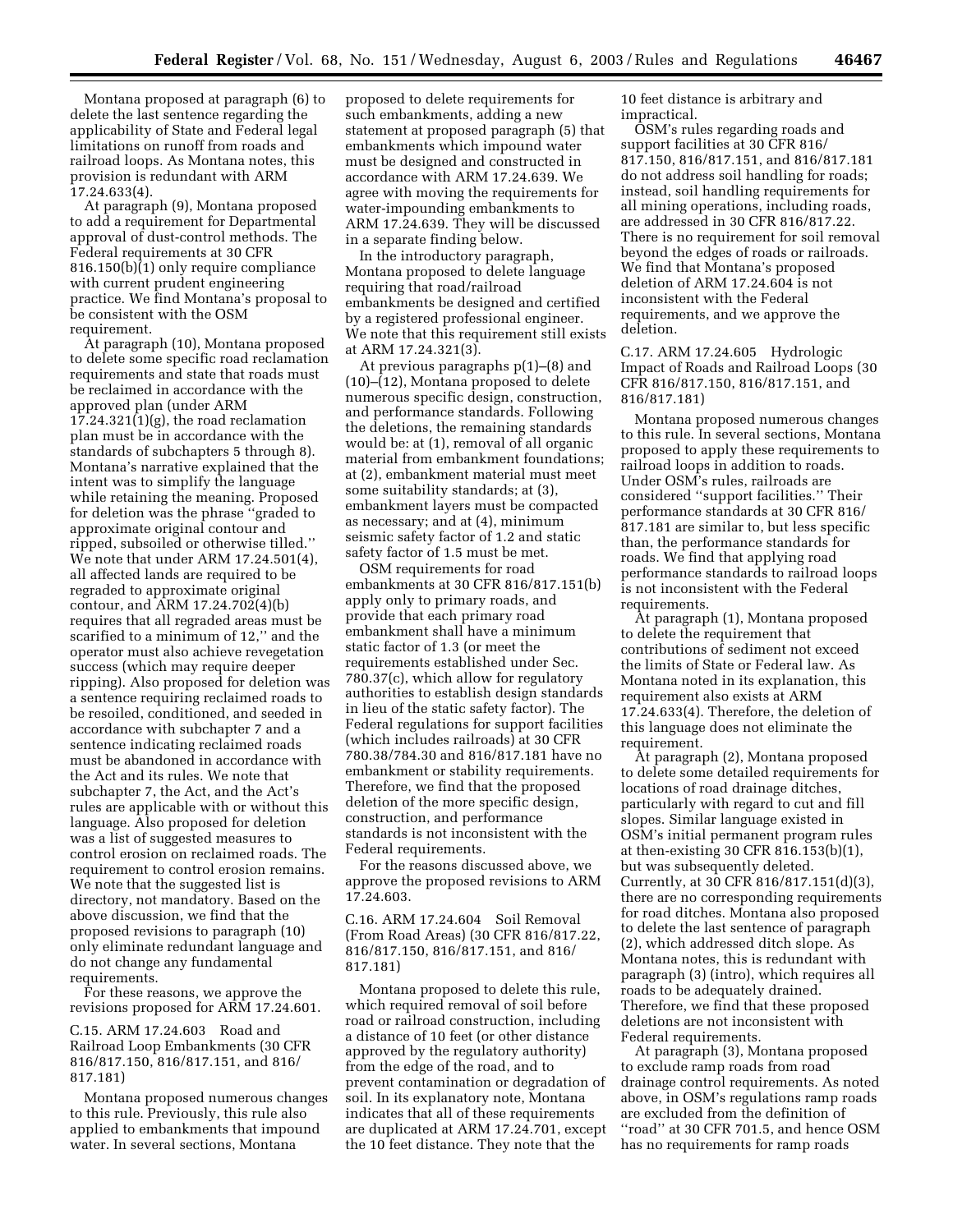Montana proposed at paragraph (6) to delete the last sentence regarding the applicability of State and Federal legal limitations on runoff from roads and railroad loops. As Montana notes, this provision is redundant with ARM 17.24.633(4).

At paragraph (9), Montana proposed to add a requirement for Departmental approval of dust-control methods. The Federal requirements at 30 CFR 816.150(b)(1) only require compliance with current prudent engineering practice. We find Montana's proposal to be consistent with the OSM requirement.

At paragraph (10), Montana proposed to delete some specific road reclamation requirements and state that roads must be reclaimed in accordance with the approved plan (under ARM 17.24.321(1)(g), the road reclamation plan must be in accordance with the standards of subchapters 5 through 8). Montana's narrative explained that the intent was to simplify the language while retaining the meaning. Proposed for deletion was the phrase "graded to approximate original contour and ripped, subsoiled or otherwise tilled." We note that under ARM 17.24.501(4), all affected lands are required to be regraded to approximate original contour, and ARM 17.24.702(4)(b) requires that all regraded areas must be scarified to a minimum of 12," and the operator must also achieve revegetation success (which may require deeper ripping). Also proposed for deletion was a sentence requiring reclaimed roads to be resoiled, conditioned, and seeded in accordance with subchapter 7 and a sentence indicating reclaimed roads must be abandoned in accordance with the Act and its rules. We note that subchapter 7, the Act, and the Act's rules are applicable with or without this language. Also proposed for deletion was a list of suggested measures to control erosion on reclaimed roads. The requirement to control erosion remains. We note that the suggested list is directory, not mandatory. Based on the above discussion, we find that the proposed revisions to paragraph (10) only eliminate redundant language and do not change any fundamental requirements.

For these reasons, we approve the revisions proposed for ARM 17.24.601.

C.15. ARM 17.24.603 Road and Railroad Loop Embankments (30 CFR 816/817.150, 816/817.151, and 816/817.181)

Montana proposed numerous changes to this rule. Previously, this rule also applied to embankments that impound water. In several sections, Montana proposed to delete requirements for such embankments, adding a new statement at proposed paragraph (5) that embankments which impound water must be designed and constructed in accordance with ARM 17.24.639. We agree with moving the requirements for water-impounding embankments to ARM 17.24.639. They will be discussed in a separate finding below.

In the introductory paragraph, Montana proposed to delete language requiring that road/railroad embankments be designed and certified by a registered professional engineer. We note that this requirement still exists at ARM 17.24.321(3).

At previous paragraphs p(1)–(8) and (10)–(12), Montana proposed to delete numerous specific design, construction, and performance standards. Following the deletions, the remaining standards would be: at (1), removal of all organic material from embankment foundations; at (2), embankment material must meet some suitability standards; at (3), embankment layers must be compacted as necessary; and at (4), minimum seismic safety factor of 1.2 and static safety factor of 1.5 must be met.

OSM requirements for road embankments at 30 CFR 816/817.151(b) apply only to primary roads, and provide that each primary road embankment shall have a minimum static factor of 1.3 (or meet the requirements established under Sec. 780.37(c), which allow for regulatory authorities to establish design standards in lieu of the static safety factor). The Federal regulations for support facilities (which includes railroads) at 30 CFR 780.38/784.30 and 816/817.181 have no embankment or stability requirements. Therefore, we find that the proposed deletion of the more specific design, construction, and performance standards is not inconsistent with the Federal requirements.

For the reasons discussed above, we approve the proposed revisions to ARM 17.24.603.

C.16. ARM 17.24.604 Soil Removal (From Road Areas) (30 CFR 816/817.22, 816/817.150, 816/817.151, and 816/817.181)

Montana proposed to delete this rule, which required removal of soil before road or railroad construction, including a distance of 10 feet (or other distance approved by the regulatory authority) from the edge of the road, and to prevent contamination or degradation of soil. In its explanatory note, Montana indicates that all of these requirements are duplicated at ARM 17.24.701, except the 10 feet distance. They note that the 10 feet distance is arbitrary and impractical.

OSM's rules regarding roads and support facilities at 30 CFR 816/817.150, 816/817.151, and 816/817.181 do not address soil handling for roads; instead, soil handling requirements for all mining operations, including roads, are addressed in 30 CFR 816/817.22. There is no requirement for soil removal beyond the edges of roads or railroads. We find that Montana's proposed deletion of ARM 17.24.604 is not inconsistent with the Federal requirements, and we approve the deletion.

C.17. ARM 17.24.605 Hydrologic Impact of Roads and Railroad Loops (30 CFR 816/817.150, 816/817.151, and 816/817.181)

Montana proposed numerous changes to this rule. In several sections, Montana proposed to apply these requirements to railroad loops in addition to roads. Under OSM's rules, railroads are considered "support facilities." Their performance standards at 30 CFR 816/817.181 are similar to, but less specific than, the performance standards for roads. We find that applying road performance standards to railroad loops is not inconsistent with the Federal requirements.

At paragraph (1), Montana proposed to delete the requirement that contributions of sediment not exceed the limits of State or Federal law. As Montana noted in its explanation, this requirement also exists at ARM 17.24.633(4). Therefore, the deletion of this language does not eliminate the requirement.

At paragraph (2), Montana proposed to delete some detailed requirements for locations of road drainage ditches, particularly with regard to cut and fill slopes. Similar language existed in OSM's initial permanent program rules at then-existing 30 CFR 816.153(b)(1), but was subsequently deleted. Currently, at 30 CFR 816/817.151(d)(3), there are no corresponding requirements for road ditches. Montana also proposed to delete the last sentence of paragraph (2), which addressed ditch slope. As Montana notes, this is redundant with paragraph (3) (intro), which requires all roads to be adequately drained. Therefore, we find that these proposed deletions are not inconsistent with Federal requirements.

At paragraph (3), Montana proposed to exclude ramp roads from road drainage control requirements. As noted above, in OSM's regulations ramp roads are excluded from the definition of "road" at 30 CFR 701.5, and hence OSM has no requirements for ramp roads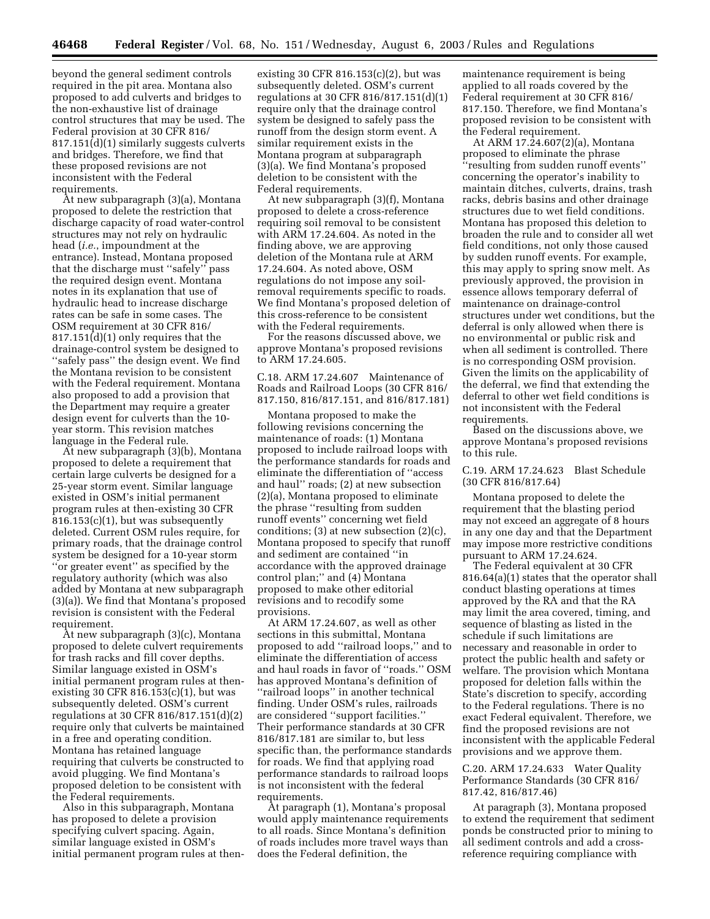beyond the general sediment controls required in the pit area. Montana also proposed to add culverts and bridges to the non-exhaustive list of drainage control structures that may be used. The Federal provision at 30 CFR 816/817.151(d)(1) similarly suggests culverts and bridges. Therefore, we find that these proposed revisions are not inconsistent with the Federal requirements.

At new subparagraph (3)(a), Montana proposed to delete the restriction that discharge capacity of road water-control structures may not rely on hydraulic head (*i.e.*, impoundment at the entrance). Instead, Montana proposed that the discharge must ''safely'' pass the required design event. Montana notes in its explanation that use of hydraulic head to increase discharge rates can be safe in some cases. The OSM requirement at 30 CFR 816/817.151(d)(1) only requires that the drainage-control system be designed to ''safely pass'' the design event. We find the Montana revision to be consistent with the Federal requirement. Montana also proposed to add a provision that the Department may require a greater design event for culverts than the 10-year storm. This revision matches language in the Federal rule.

At new subparagraph (3)(b), Montana proposed to delete a requirement that certain large culverts be designed for a 25-year storm event. Similar language existed in OSM's initial permanent program rules at then-existing 30 CFR 816.153(c)(1), but was subsequently deleted. Current OSM rules require, for primary roads, that the drainage control system be designed for a 10-year storm ''or greater event'' as specified by the regulatory authority (which was also added by Montana at new subparagraph (3)(a)). We find that Montana's proposed revision is consistent with the Federal requirement.

At new subparagraph (3)(c), Montana proposed to delete culvert requirements for trash racks and fill cover depths. Similar language existed in OSM's initial permanent program rules at then-existing 30 CFR 816.153(c)(1), but was subsequently deleted. OSM's current regulations at 30 CFR 816/817.151(d)(2) require only that culverts be maintained in a free and operating condition. Montana has retained language requiring that culverts be constructed to avoid plugging. We find Montana's proposed deletion to be consistent with the Federal requirements.

Also in this subparagraph, Montana has proposed to delete a provision specifying culvert spacing. Again, similar language existed in OSM's initial permanent program rules at then-existing 30 CFR 816.153(c)(2), but was subsequently deleted. OSM's current regulations at 30 CFR 816/817.151(d)(1) require only that the drainage control system be designed to safely pass the runoff from the design storm event. A similar requirement exists in the Montana program at subparagraph (3)(a). We find Montana's proposed deletion to be consistent with the Federal requirements.

At new subparagraph (3)(f), Montana proposed to delete a cross-reference requiring soil removal to be consistent with ARM 17.24.604. As noted in the finding above, we are approving deletion of the Montana rule at ARM 17.24.604. As noted above, OSM regulations do not impose any soil-removal requirements specific to roads. We find Montana's proposed deletion of this cross-reference to be consistent with the Federal requirements.

For the reasons discussed above, we approve Montana's proposed revisions to ARM 17.24.605.

### C.18. ARM 17.24.607 Maintenance of Roads and Railroad Loops (30 CFR 816/817.150, 816/817.151, and 816/817.181)

Montana proposed to make the following revisions concerning the maintenance of roads: (1) Montana proposed to include railroad loops with the performance standards for roads and eliminate the differentiation of ''access and haul'' roads; (2) at new subsection (2)(a), Montana proposed to eliminate the phrase ''resulting from sudden runoff events'' concerning wet field conditions; (3) at new subsection (2)(c), Montana proposed to specify that runoff and sediment are contained ''in accordance with the approved drainage control plan;'' and (4) Montana proposed to make other editorial revisions and to recodify some provisions.

At ARM 17.24.607, as well as other sections in this submittal, Montana proposed to add ''railroad loops,'' and to eliminate the differentiation of access and haul roads in favor of ''roads.'' OSM has approved Montana's definition of ''railroad loops'' in another technical finding. Under OSM's rules, railroads are considered ''support facilities.'' Their performance standards at 30 CFR 816/817.181 are similar to, but less specific than, the performance standards for roads. We find that applying road performance standards to railroad loops is not inconsistent with the federal requirements.

At paragraph (1), Montana's proposal would apply maintenance requirements to all roads. Since Montana's definition of roads includes more travel ways than does the Federal definition, the maintenance requirement is being applied to all roads covered by the Federal requirement at 30 CFR 816/817.150. Therefore, we find Montana's proposed revision to be consistent with the Federal requirement.

At ARM 17.24.607(2)(a), Montana proposed to eliminate the phrase ''resulting from sudden runoff events'' concerning the operator's inability to maintain ditches, culverts, drains, trash racks, debris basins and other drainage structures due to wet field conditions. Montana has proposed this deletion to broaden the rule and to consider all wet field conditions, not only those caused by sudden runoff events. For example, this may apply to spring snow melt. As previously approved, the provision in essence allows temporary deferral of maintenance on drainage-control structures under wet conditions, but the deferral is only allowed when there is no environmental or public risk and when all sediment is controlled. There is no corresponding OSM provision. Given the limits on the applicability of the deferral, we find that extending the deferral to other wet field conditions is not inconsistent with the Federal requirements.

Based on the discussions above, we approve Montana's proposed revisions to this rule.

### C.19. ARM 17.24.623 Blast Schedule (30 CFR 816/817.64)

Montana proposed to delete the requirement that the blasting period may not exceed an aggregate of 8 hours in any one day and that the Department may impose more restrictive conditions pursuant to ARM 17.24.624.

The Federal equivalent at 30 CFR 816.64(a)(1) states that the operator shall conduct blasting operations at times approved by the RA and that the RA may limit the area covered, timing, and sequence of blasting as listed in the schedule if such limitations are necessary and reasonable in order to protect the public health and safety or welfare. The provision which Montana proposed for deletion falls within the State's discretion to specify, according to the Federal regulations. There is no exact Federal equivalent. Therefore, we find the proposed revisions are not inconsistent with the applicable Federal provisions and we approve them.

### C.20. ARM 17.24.633 Water Quality Performance Standards (30 CFR 816/817.42, 816/817.46)

At paragraph (3), Montana proposed to extend the requirement that sediment ponds be constructed prior to mining to all sediment controls and add a cross-reference requiring compliance with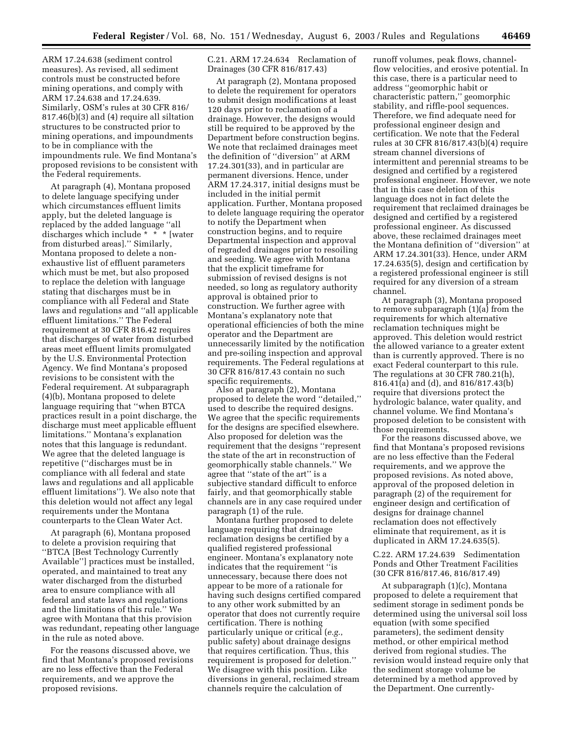ARM 17.24.638 (sediment control measures). As revised, all sediment controls must be constructed before mining operations, and comply with ARM 17.24.638 and 17.24.639. Similarly, OSM's rules at 30 CFR 816/817.46(b)(3) and (4) require all siltation structures to be constructed prior to mining operations, and impoundments to be in compliance with the impoundments rule. We find Montana's proposed revisions to be consistent with the Federal requirements.

At paragraph (4), Montana proposed to delete language specifying under which circumstances effluent limits apply, but the deleted language is replaced by the added language ''all discharges which include * * * [water from disturbed areas].'' Similarly, Montana proposed to delete a non-exhaustive list of effluent parameters which must be met, but also proposed to replace the deletion with language stating that discharges must be in compliance with all Federal and State laws and regulations and ''all applicable effluent limitations.'' The Federal requirement at 30 CFR 816.42 requires that discharges of water from disturbed areas meet effluent limits promulgated by the U.S. Environmental Protection Agency. We find Montana's proposed revisions to be consistent with the Federal requirement. At subparagraph (4)(b), Montana proposed to delete language requiring that ''when BTCA practices result in a point discharge, the discharge must meet applicable effluent limitations.'' Montana's explanation notes that this language is redundant. We agree that the deleted language is repetitive (''discharges must be in compliance with all federal and state laws and regulations and all applicable effluent limitations''). We also note that this deletion would not affect any legal requirements under the Montana counterparts to the Clean Water Act.

At paragraph (6), Montana proposed to delete a provision requiring that ''BTCA [Best Technology Currently Available''] practices must be installed, operated, and maintained to treat any water discharged from the disturbed area to ensure compliance with all federal and state laws and regulations and the limitations of this rule.'' We agree with Montana that this provision was redundant, repeating other language in the rule as noted above.

For the reasons discussed above, we find that Montana's proposed revisions are no less effective than the Federal requirements, and we approve the proposed revisions.

C.21. ARM 17.24.634 Reclamation of Drainages (30 CFR 816/817.43)

At paragraph (2), Montana proposed to delete the requirement for operators to submit design modifications at least 120 days prior to reclamation of a drainage. However, the designs would still be required to be approved by the Department before construction begins. We note that reclaimed drainages meet the definition of ''diversion'' at ARM 17.24.301(33), and in particular are permanent diversions. Hence, under ARM 17.24.317, initial designs must be included in the initial permit application. Further, Montana proposed to delete language requiring the operator to notify the Department when construction begins, and to require Departmental inspection and approval of regraded drainages prior to resoiling and seeding. We agree with Montana that the explicit timeframe for submission of revised designs is not needed, so long as regulatory authority approval is obtained prior to construction. We further agree with Montana's explanatory note that operational efficiencies of both the mine operator and the Department are unnecessarily limited by the notification and pre-soiling inspection and approval requirements. The Federal regulations at 30 CFR 816/817.43 contain no such specific requirements.

Also at paragraph (2), Montana proposed to delete the word ''detailed,'' used to describe the required designs. We agree that the specific requirements for the designs are specified elsewhere. Also proposed for deletion was the requirement that the designs ''represent the state of the art in reconstruction of geomorphically stable channels.'' We agree that ''state of the art'' is a subjective standard difficult to enforce fairly, and that geomorphically stable channels are in any case required under paragraph (1) of the rule.

Montana further proposed to delete language requiring that drainage reclamation designs be certified by a qualified registered professional engineer. Montana's explanatory note indicates that the requirement ''is unnecessary, because there does not appear to be more of a rationale for having such designs certified compared to any other work submitted by an operator that does not currently require certification. There is nothing particularly unique or critical (*e.g.*, public safety) about drainage designs that requires certification. Thus, this requirement is proposed for deletion.'' We disagree with this position. Like diversions in general, reclaimed stream channels require the calculation of runoff volumes, peak flows, channel-flow velocities, and erosive potential. In this case, there is a particular need to address ''geomorphic habit or characteristic pattern,'' geomorphic stability, and riffle-pool sequences. Therefore, we find adequate need for professional engineer design and certification. We note that the Federal rules at 30 CFR 816/817.43(b)(4) require stream channel diversions of intermittent and perennial streams to be designed and certified by a registered professional engineer. However, we note that in this case deletion of this language does not in fact delete the requirement that reclaimed drainages be designed and certified by a registered professional engineer. As discussed above, these reclaimed drainages meet the Montana definition of ''diversion'' at ARM 17.24.301(33). Hence, under ARM 17.24.635(5), design and certification by a registered professional engineer is still required for any diversion of a stream channel.

At paragraph (3), Montana proposed to remove subparagraph (1)(a) from the requirements for which alternative reclamation techniques might be approved. This deletion would restrict the allowed variance to a greater extent than is currently approved. There is no exact Federal counterpart to this rule. The regulations at 30 CFR 780.21(h), 816.41(a) and (d), and 816/817.43(b) require that diversions protect the hydrologic balance, water quality, and channel volume. We find Montana's proposed deletion to be consistent with those requirements.

For the reasons discussed above, we find that Montana's proposed revisions are no less effective than the Federal requirements, and we approve the proposed revisions. As noted above, approval of the proposed deletion in paragraph (2) of the requirement for engineer design and certification of designs for drainage channel reclamation does not effectively eliminate that requirement, as it is duplicated in ARM 17.24.635(5).

C.22. ARM 17.24.639 Sedimentation Ponds and Other Treatment Facilities (30 CFR 816/817.46, 816/817.49)

At subparagraph (1)(c), Montana proposed to delete a requirement that sediment storage in sediment ponds be determined using the universal soil loss equation (with some specified parameters), the sediment density method, or other empirical method derived from regional studies. The revision would instead require only that the sediment storage volume be determined by a method approved by the Department. One currently-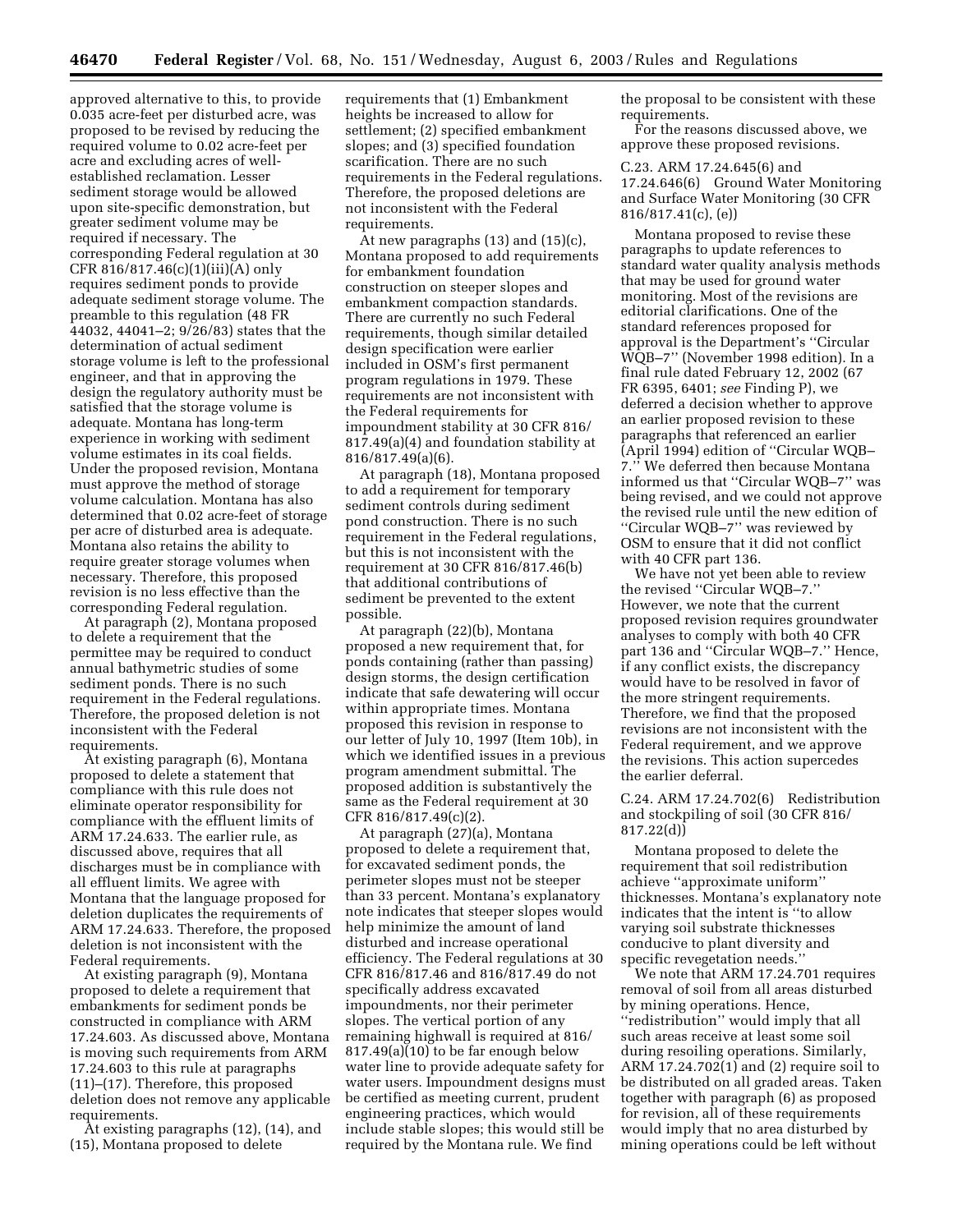approved alternative to this, to provide 0.035 acre-feet per disturbed acre, was proposed to be revised by reducing the required volume to 0.02 acre-feet per acre and excluding acres of well-established reclamation. Lesser sediment storage would be allowed upon site-specific demonstration, but greater sediment volume may be required if necessary. The corresponding Federal regulation at 30 CFR 816/817.46(c)(1)(iii)(A) only requires sediment ponds to provide adequate sediment storage volume. The preamble to this regulation (48 FR 44032, 44041–2; 9/26/83) states that the determination of actual sediment storage volume is left to the professional engineer, and that in approving the design the regulatory authority must be satisfied that the storage volume is adequate. Montana has long-term experience in working with sediment volume estimates in its coal fields. Under the proposed revision, Montana must approve the method of storage volume calculation. Montana has also determined that 0.02 acre-feet of storage per acre of disturbed area is adequate. Montana also retains the ability to require greater storage volumes when necessary. Therefore, this proposed revision is no less effective than the corresponding Federal regulation.

At paragraph (2), Montana proposed to delete a requirement that the permittee may be required to conduct annual bathymetric studies of some sediment ponds. There is no such requirement in the Federal regulations. Therefore, the proposed deletion is not inconsistent with the Federal requirements.

At existing paragraph (6), Montana proposed to delete a statement that compliance with this rule does not eliminate operator responsibility for compliance with the effluent limits of ARM 17.24.633. The earlier rule, as discussed above, requires that all discharges must be in compliance with all effluent limits. We agree with Montana that the language proposed for deletion duplicates the requirements of ARM 17.24.633. Therefore, the proposed deletion is not inconsistent with the Federal requirements.

At existing paragraph (9), Montana proposed to delete a requirement that embankments for sediment ponds be constructed in compliance with ARM 17.24.603. As discussed above, Montana is moving such requirements from ARM 17.24.603 to this rule at paragraphs (11)–(17). Therefore, this proposed deletion does not remove any applicable requirements.

At existing paragraphs (12), (14), and (15), Montana proposed to delete requirements that (1) Embankment heights be increased to allow for settlement; (2) specified embankment slopes; and (3) specified foundation scarification. There are no such requirements in the Federal regulations. Therefore, the proposed deletions are not inconsistent with the Federal requirements.

At new paragraphs (13) and (15)(c), Montana proposed to add requirements for embankment foundation construction on steeper slopes and embankment compaction standards. There are currently no such Federal requirements, though similar detailed design specification were earlier included in OSM's first permanent program regulations in 1979. These requirements are not inconsistent with the Federal requirements for impoundment stability at 30 CFR 816/817.49(a)(4) and foundation stability at 816/817.49(a)(6).

At paragraph (18), Montana proposed to add a requirement for temporary sediment controls during sediment pond construction. There is no such requirement in the Federal regulations, but this is not inconsistent with the requirement at 30 CFR 816/817.46(b) that additional contributions of sediment be prevented to the extent possible.

At paragraph (22)(b), Montana proposed a new requirement that, for ponds containing (rather than passing) design storms, the design certification indicate that safe dewatering will occur within appropriate times. Montana proposed this revision in response to our letter of July 10, 1997 (Item 10b), in which we identified issues in a previous program amendment submittal. The proposed addition is substantively the same as the Federal requirement at 30 CFR 816/817.49(c)(2).

At paragraph (27)(a), Montana proposed to delete a requirement that, for excavated sediment ponds, the perimeter slopes must not be steeper than 33 percent. Montana's explanatory note indicates that steeper slopes would help minimize the amount of land disturbed and increase operational efficiency. The Federal regulations at 30 CFR 816/817.46 and 816/817.49 do not specifically address excavated impoundments, nor their perimeter slopes. The vertical portion of any remaining highwall is required at 816/817.49(a)(10) to be far enough below water line to provide adequate safety for water users. Impoundment designs must be certified as meeting current, prudent engineering practices, which would include stable slopes; this would still be required by the Montana rule. We find the proposal to be consistent with these requirements.

For the reasons discussed above, we approve these proposed revisions.

C.23. ARM 17.24.645(6) and 17.24.646(6) Ground Water Monitoring and Surface Water Monitoring (30 CFR 816/817.41(c), (e))

Montana proposed to revise these paragraphs to update references to standard water quality analysis methods that may be used for ground water monitoring. Most of the revisions are editorial clarifications. One of the standard references proposed for approval is the Department's ''Circular WQB–7'' (November 1998 edition). In a final rule dated February 12, 2002 (67 FR 6395, 6401; *see* Finding P), we deferred a decision whether to approve an earlier proposed revision to these paragraphs that referenced an earlier (April 1994) edition of ''Circular WQB–7.'' We deferred then because Montana informed us that ''Circular WQB–7'' was being revised, and we could not approve the revised rule until the new edition of ''Circular WQB–7'' was reviewed by OSM to ensure that it did not conflict with 40 CFR part 136.

We have not yet been able to review the revised ''Circular WQB–7.'' However, we note that the current proposed revision requires groundwater analyses to comply with both 40 CFR part 136 and ''Circular WQB–7.'' Hence, if any conflict exists, the discrepancy would have to be resolved in favor of the more stringent requirements. Therefore, we find that the proposed revisions are not inconsistent with the Federal requirement, and we approve the revisions. This action supercedes the earlier deferral.

C.24. ARM 17.24.702(6) Redistribution and stockpiling of soil (30 CFR 816/817.22(d))

Montana proposed to delete the requirement that soil redistribution achieve ''approximate uniform'' thicknesses. Montana's explanatory note indicates that the intent is ''to allow varying soil substrate thicknesses conducive to plant diversity and specific revegetation needs.''

We note that ARM 17.24.701 requires removal of soil from all areas disturbed by mining operations. Hence, ''redistribution'' would imply that all such areas receive at least some soil during resoiling operations. Similarly, ARM 17.24.702(1) and (2) require soil to be distributed on all graded areas. Taken together with paragraph (6) as proposed for revision, all of these requirements would imply that no area disturbed by mining operations could be left without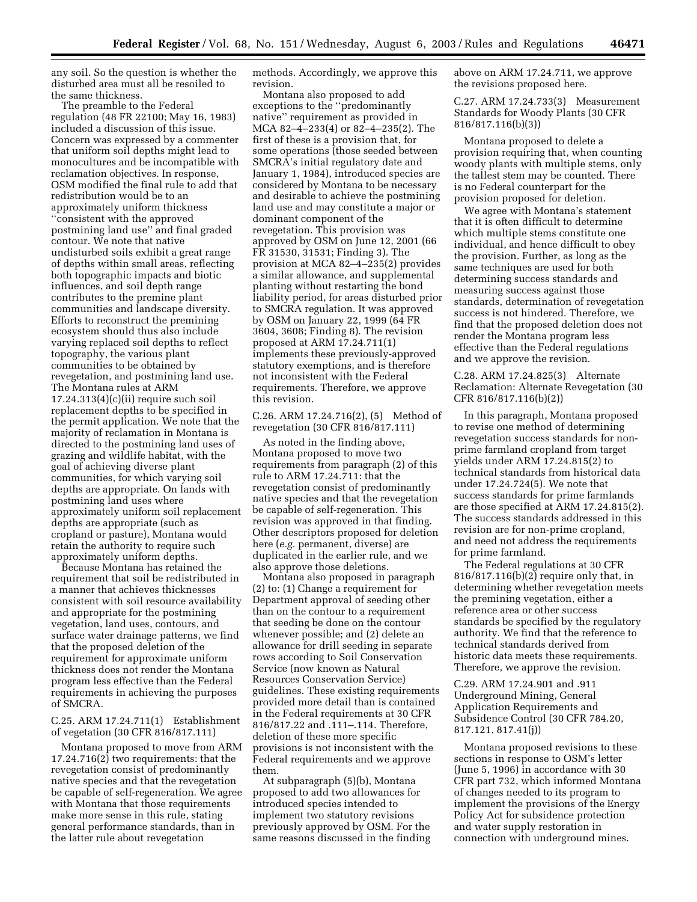any soil. So the question is whether the disturbed area must all be resoiled to the same thickness.

The preamble to the Federal regulation (48 FR 22100; May 16, 1983) included a discussion of this issue. Concern was expressed by a commenter that uniform soil depths might lead to monocultures and be incompatible with reclamation objectives. In response, OSM modified the final rule to add that redistribution would be to an approximately uniform thickness ''consistent with the approved postmining land use'' and final graded contour. We note that native undisturbed soils exhibit a great range of depths within small areas, reflecting both topographic impacts and biotic influences, and soil depth range contributes to the premine plant communities and landscape diversity. Efforts to reconstruct the premining ecosystem should thus also include varying replaced soil depths to reflect topography, the various plant communities to be obtained by revegetation, and postmining land use. The Montana rules at ARM 17.24.313(4)(c)(ii) require such soil replacement depths to be specified in the permit application. We note that the majority of reclamation in Montana is directed to the postmining land uses of grazing and wildlife habitat, with the goal of achieving diverse plant communities, for which varying soil depths are appropriate. On lands with postmining land uses where approximately uniform soil replacement depths are appropriate (such as cropland or pasture), Montana would retain the authority to require such approximately uniform depths.

Because Montana has retained the requirement that soil be redistributed in a manner that achieves thicknesses consistent with soil resource availability and appropriate for the postmining vegetation, land uses, contours, and surface water drainage patterns, we find that the proposed deletion of the requirement for approximate uniform thickness does not render the Montana program less effective than the Federal requirements in achieving the purposes of SMCRA.

C.25. ARM 17.24.711(1) Establishment of vegetation (30 CFR 816/817.111)

Montana proposed to move from ARM 17.24.716(2) two requirements: that the revegetation consist of predominantly native species and that the revegetation be capable of self-regeneration. We agree with Montana that those requirements make more sense in this rule, stating general performance standards, than in the latter rule about revegetation methods. Accordingly, we approve this revision.

Montana also proposed to add exceptions to the ''predominantly native'' requirement as provided in MCA 82–4–233(4) or 82–4–235(2). The first of these is a provision that, for some operations (those seeded between SMCRA's initial regulatory date and January 1, 1984), introduced species are considered by Montana to be necessary and desirable to achieve the postmining land use and may constitute a major or dominant component of the revegetation. This provision was approved by OSM on June 12, 2001 (66 FR 31530, 31531; Finding 3). The provision at MCA 82–4–235(2) provides a similar allowance, and supplemental planting without restarting the bond liability period, for areas disturbed prior to SMCRA regulation. It was approved by OSM on January 22, 1999 (64 FR 3604, 3608; Finding 8). The revision proposed at ARM 17.24.711(1) implements these previously-approved statutory exemptions, and is therefore not inconsistent with the Federal requirements. Therefore, we approve this revision.

C.26. ARM 17.24.716(2), (5) Method of revegetation (30 CFR 816/817.111)

As noted in the finding above, Montana proposed to move two requirements from paragraph (2) of this rule to ARM 17.24.711: that the revegetation consist of predominantly native species and that the revegetation be capable of self-regeneration. This revision was approved in that finding. Other descriptors proposed for deletion here (*e.g.* permanent, diverse) are duplicated in the earlier rule, and we also approve those deletions.

Montana also proposed in paragraph (2) to: (1) Change a requirement for Department approval of seeding other than on the contour to a requirement that seeding be done on the contour whenever possible; and (2) delete an allowance for drill seeding in separate rows according to Soil Conservation Service (now known as Natural Resources Conservation Service) guidelines. These existing requirements provided more detail than is contained in the Federal requirements at 30 CFR 816/817.22 and .111–.114. Therefore, deletion of these more specific provisions is not inconsistent with the Federal requirements and we approve them.

At subparagraph (5)(b), Montana proposed to add two allowances for introduced species intended to implement two statutory revisions previously approved by OSM. For the same reasons discussed in the finding above on ARM 17.24.711, we approve the revisions proposed here.

C.27. ARM 17.24.733(3) Measurement Standards for Woody Plants (30 CFR 816/817.116(b)(3))

Montana proposed to delete a provision requiring that, when counting woody plants with multiple stems, only the tallest stem may be counted. There is no Federal counterpart for the provision proposed for deletion.

We agree with Montana's statement that it is often difficult to determine which multiple stems constitute one individual, and hence difficult to obey the provision. Further, as long as the same techniques are used for both determining success standards and measuring success against those standards, determination of revegetation success is not hindered. Therefore, we find that the proposed deletion does not render the Montana program less effective than the Federal regulations and we approve the revision.

C.28. ARM 17.24.825(3) Alternate Reclamation: Alternate Revegetation (30 CFR 816/817.116(b)(2))

In this paragraph, Montana proposed to revise one method of determining revegetation success standards for non-prime farmland cropland from target yields under ARM 17.24.815(2) to technical standards from historical data under 17.24.724(5). We note that success standards for prime farmlands are those specified at ARM 17.24.815(2). The success standards addressed in this revision are for non-prime cropland, and need not address the requirements for prime farmland.

The Federal regulations at 30 CFR 816/817.116(b)(2) require only that, in determining whether revegetation meets the premining vegetation, either a reference area or other success standards be specified by the regulatory authority. We find that the reference to technical standards derived from historic data meets these requirements. Therefore, we approve the revision.

C.29. ARM 17.24.901 and .911 Underground Mining, General Application Requirements and Subsidence Control (30 CFR 784.20, 817.121, 817.41(j))

Montana proposed revisions to these sections in response to OSM's letter (June 5, 1996) in accordance with 30 CFR part 732, which informed Montana of changes needed to its program to implement the provisions of the Energy Policy Act for subsidence protection and water supply restoration in connection with underground mines.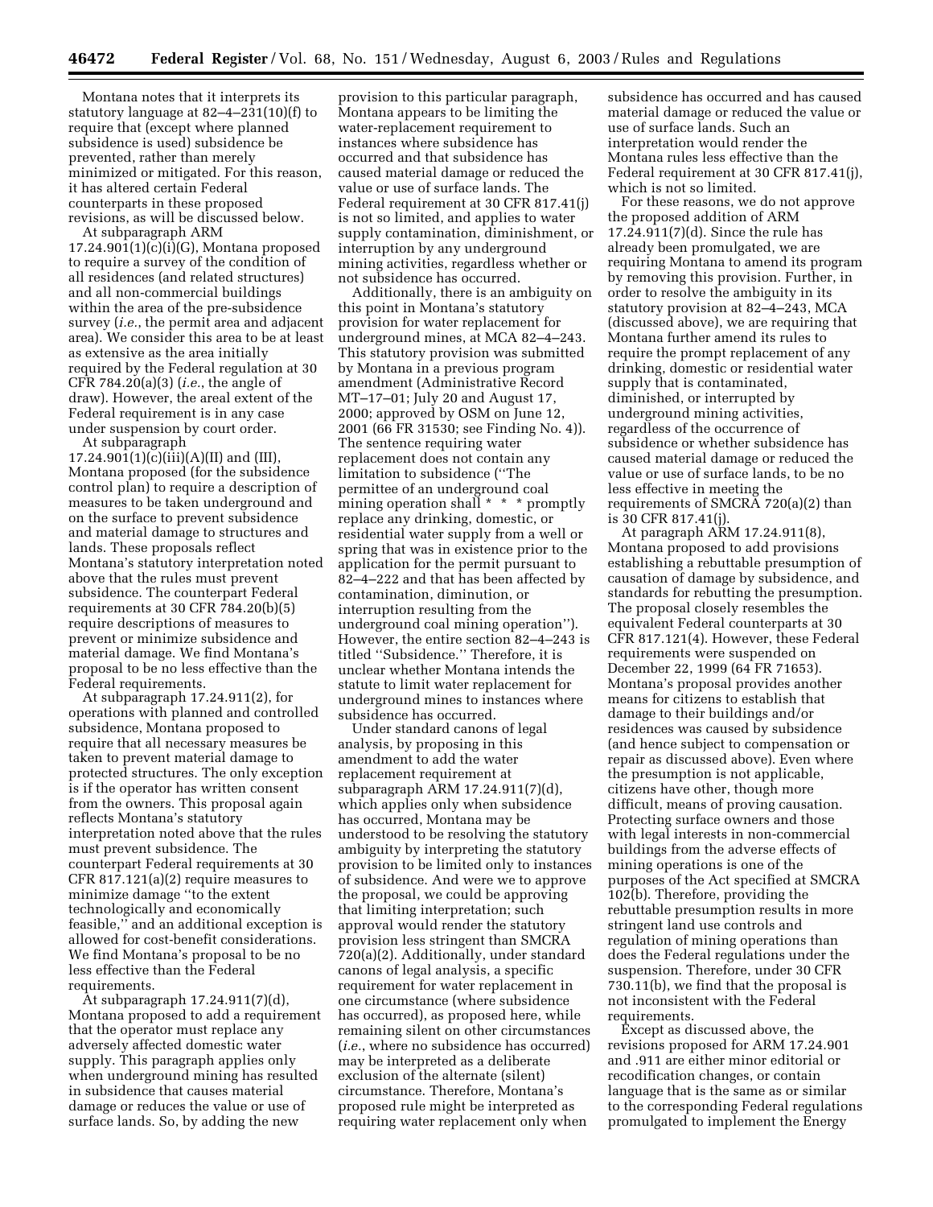Montana notes that it interprets its statutory language at 82–4–231(10)(f) to require that (except where planned subsidence is used) subsidence be prevented, rather than merely minimized or mitigated. For this reason, it has altered certain Federal counterparts in these proposed revisions, as will be discussed below.

At subparagraph ARM 17.24.901(1)(c)(i)(G), Montana proposed to require a survey of the condition of all residences (and related structures) and all non-commercial buildings within the area of the pre-subsidence survey (*i.e.*, the permit area and adjacent area). We consider this area to be at least as extensive as the area initially required by the Federal regulation at 30 CFR 784.20(a)(3) (*i.e.*, the angle of draw). However, the areal extent of the Federal requirement is in any case under suspension by court order.

At subparagraph 17.24.901(1)(c)(iii)(A)(II) and (III), Montana proposed (for the subsidence control plan) to require a description of measures to be taken underground and on the surface to prevent subsidence and material damage to structures and lands. These proposals reflect Montana's statutory interpretation noted above that the rules must prevent subsidence. The counterpart Federal requirements at 30 CFR 784.20(b)(5) require descriptions of measures to prevent or minimize subsidence and material damage. We find Montana's proposal to be no less effective than the Federal requirements.

At subparagraph 17.24.911(2), for operations with planned and controlled subsidence, Montana proposed to require that all necessary measures be taken to prevent material damage to protected structures. The only exception is if the operator has written consent from the owners. This proposal again reflects Montana's statutory interpretation noted above that the rules must prevent subsidence. The counterpart Federal requirements at 30 CFR 817.121(a)(2) require measures to minimize damage "to the extent technologically and economically feasible," and an additional exception is allowed for cost-benefit considerations. We find Montana's proposal to be no less effective than the Federal requirements.

At subparagraph 17.24.911(7)(d), Montana proposed to add a requirement that the operator must replace any adversely affected domestic water supply. This paragraph applies only when underground mining has resulted in subsidence that causes material damage or reduces the value or use of surface lands. So, by adding the new provision to this particular paragraph, Montana appears to be limiting the water-replacement requirement to instances where subsidence has occurred and that subsidence has caused material damage or reduced the value or use of surface lands. The Federal requirement at 30 CFR 817.41(j) is not so limited, and applies to water supply contamination, diminishment, or interruption by any underground mining activities, regardless whether or not subsidence has occurred.

Additionally, there is an ambiguity on this point in Montana's statutory provision for water replacement for underground mines, at MCA 82–4–243. This statutory provision was submitted by Montana in a previous program amendment (Administrative Record MT–17–01; July 20 and August 17, 2000; approved by OSM on June 12, 2001 (66 FR 31530; see Finding No. 4)). The sentence requiring water replacement does not contain any limitation to subsidence ("The permittee of an underground coal mining operation shall * * * promptly replace any drinking, domestic, or residential water supply from a well or spring that was in existence prior to the application for the permit pursuant to 82–4–222 and that has been affected by contamination, diminution, or interruption resulting from the underground coal mining operation"). However, the entire section 82–4–243 is titled "Subsidence." Therefore, it is unclear whether Montana intends the statute to limit water replacement for underground mines to instances where subsidence has occurred.

Under standard canons of legal analysis, by proposing in this amendment to add the water replacement requirement at subparagraph ARM 17.24.911(7)(d), which applies only when subsidence has occurred, Montana may be understood to be resolving the statutory ambiguity by interpreting the statutory provision to be limited only to instances of subsidence. And were we to approve the proposal, we could be approving that limiting interpretation; such approval would render the statutory provision less stringent than SMCRA 720(a)(2). Additionally, under standard canons of legal analysis, a specific requirement for water replacement in one circumstance (where subsidence has occurred), as proposed here, while remaining silent on other circumstances (*i.e.*, where no subsidence has occurred) may be interpreted as a deliberate exclusion of the alternate (silent) circumstance. Therefore, Montana's proposed rule might be interpreted as requiring water replacement only when subsidence has occurred and has caused material damage or reduced the value or use of surface lands. Such an interpretation would render the Montana rules less effective than the Federal requirement at 30 CFR 817.41(j), which is not so limited.

For these reasons, we do not approve the proposed addition of ARM 17.24.911(7)(d). Since the rule has already been promulgated, we are requiring Montana to amend its program by removing this provision. Further, in order to resolve the ambiguity in its statutory provision at 82–4–243, MCA (discussed above), we are requiring that Montana further amend its rules to require the prompt replacement of any drinking, domestic or residential water supply that is contaminated, diminished, or interrupted by underground mining activities, regardless of the occurrence of subsidence or whether subsidence has caused material damage or reduced the value or use of surface lands, to be no less effective in meeting the requirements of SMCRA 720(a)(2) than is 30 CFR 817.41(j).

At paragraph ARM 17.24.911(8), Montana proposed to add provisions establishing a rebuttable presumption of causation of damage by subsidence, and standards for rebutting the presumption. The proposal closely resembles the equivalent Federal counterparts at 30 CFR 817.121(4). However, these Federal requirements were suspended on December 22, 1999 (64 FR 71653). Montana's proposal provides another means for citizens to establish that damage to their buildings and/or residences was caused by subsidence (and hence subject to compensation or repair as discussed above). Even where the presumption is not applicable, citizens have other, though more difficult, means of proving causation. Protecting surface owners and those with legal interests in non-commercial buildings from the adverse effects of mining operations is one of the purposes of the Act specified at SMCRA 102(b). Therefore, providing the rebuttable presumption results in more stringent land use controls and regulation of mining operations than does the Federal regulations under the suspension. Therefore, under 30 CFR 730.11(b), we find that the proposal is not inconsistent with the Federal requirements.

Except as discussed above, the revisions proposed for ARM 17.24.901 and .911 are either minor editorial or recodification changes, or contain language that is the same as or similar to the corresponding Federal regulations promulgated to implement the Energy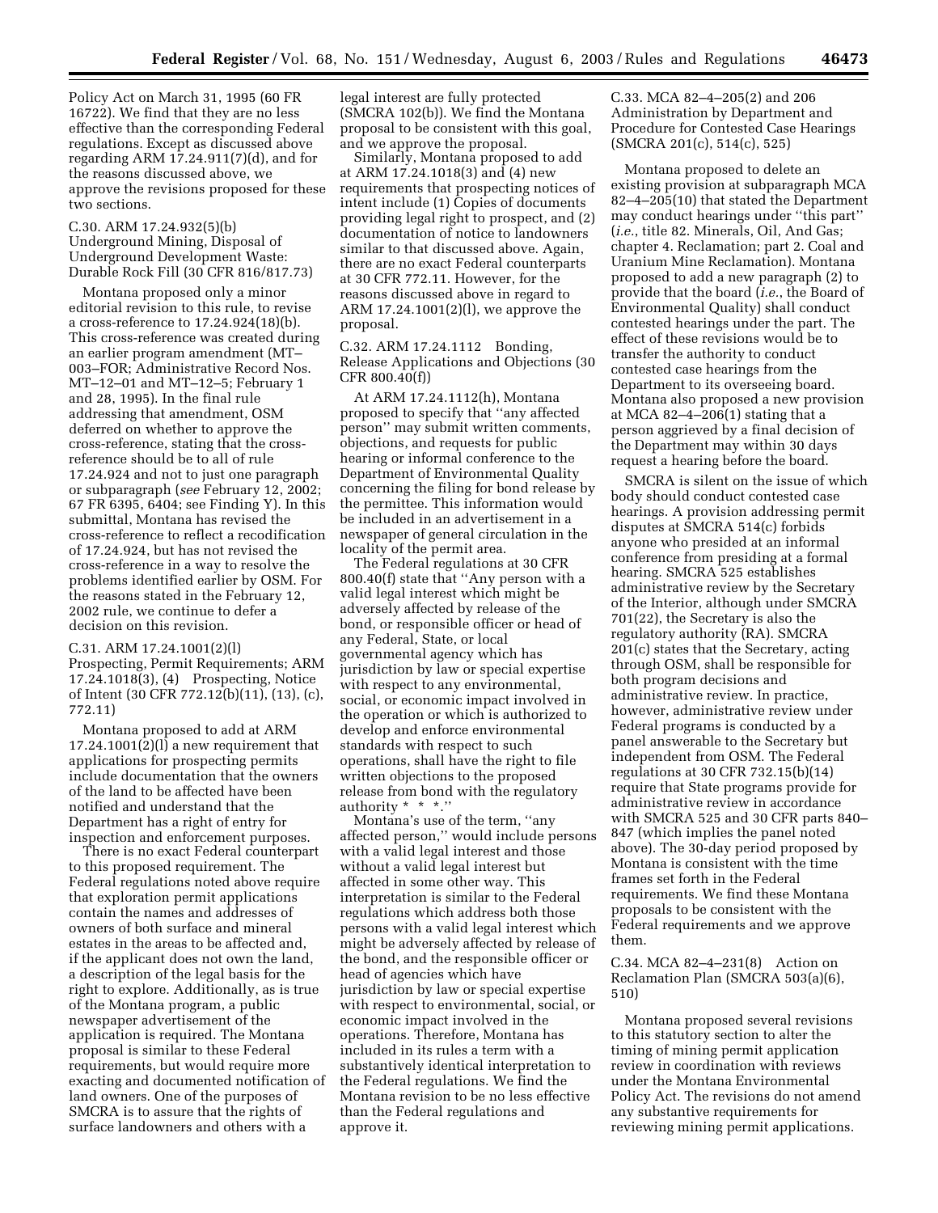Policy Act on March 31, 1995 (60 FR 16722). We find that they are no less effective than the corresponding Federal regulations. Except as discussed above regarding ARM 17.24.911(7)(d), and for the reasons discussed above, we approve the revisions proposed for these two sections.

### C.30. ARM 17.24.932(5)(b) Underground Mining, Disposal of Underground Development Waste: Durable Rock Fill (30 CFR 816/817.73)

Montana proposed only a minor editorial revision to this rule, to revise a cross-reference to 17.24.924(18)(b). This cross-reference was created during an earlier program amendment (MT–003–FOR; Administrative Record Nos. MT–12–01 and MT–12–5; February 1 and 28, 1995). In the final rule addressing that amendment, OSM deferred on whether to approve the cross-reference, stating that the cross-reference should be to all of rule 17.24.924 and not to just one paragraph or subparagraph (*see* February 12, 2002; 67 FR 6395, 6404; see Finding Y). In this submittal, Montana has revised the cross-reference to reflect a recodification of 17.24.924, but has not revised the cross-reference in a way to resolve the problems identified earlier by OSM. For the reasons stated in the February 12, 2002 rule, we continue to defer a decision on this revision.

### C.31. ARM 17.24.1001(2)(l) Prospecting, Permit Requirements; ARM 17.24.1018(3), (4) Prospecting, Notice of Intent (30 CFR 772.12(b)(11), (13), (c), 772.11)

Montana proposed to add at ARM 17.24.1001(2)(l) a new requirement that applications for prospecting permits include documentation that the owners of the land to be affected have been notified and understand that the Department has a right of entry for inspection and enforcement purposes.

There is no exact Federal counterpart to this proposed requirement. The Federal regulations noted above require that exploration permit applications contain the names and addresses of owners of both surface and mineral estates in the areas to be affected and, if the applicant does not own the land, a description of the legal basis for the right to explore. Additionally, as is true of the Montana program, a public newspaper advertisement of the application is required. The Montana proposal is similar to these Federal requirements, but would require more exacting and documented notification of land owners. One of the purposes of SMCRA is to assure that the rights of surface landowners and others with a legal interest are fully protected (SMCRA 102(b)). We find the Montana proposal to be consistent with this goal, and we approve the proposal.

Similarly, Montana proposed to add at ARM 17.24.1018(3) and (4) new requirements that prospecting notices of intent include (1) Copies of documents providing legal right to prospect, and (2) documentation of notice to landowners similar to that discussed above. Again, there are no exact Federal counterparts at 30 CFR 772.11. However, for the reasons discussed above in regard to ARM 17.24.1001(2)(l), we approve the proposal.

### C.32. ARM 17.24.1112 Bonding, Release Applications and Objections (30 CFR 800.40(f))

At ARM 17.24.1112(h), Montana proposed to specify that ''any affected person'' may submit written comments, objections, and requests for public hearing or informal conference to the Department of Environmental Quality concerning the filing for bond release by the permittee. This information would be included in an advertisement in a newspaper of general circulation in the locality of the permit area.

The Federal regulations at 30 CFR 800.40(f) state that ''Any person with a valid legal interest which might be adversely affected by release of the bond, or responsible officer or head of any Federal, State, or local governmental agency which has jurisdiction by law or special expertise with respect to any environmental, social, or economic impact involved in the operation or which is authorized to develop and enforce environmental standards with respect to such operations, shall have the right to file written objections to the proposed release from bond with the regulatory authority * * *.''

Montana's use of the term, ''any affected person,'' would include persons with a valid legal interest and those without a valid legal interest but affected in some other way. This interpretation is similar to the Federal regulations which address both those persons with a valid legal interest which might be adversely affected by release of the bond, and the responsible officer or head of agencies which have jurisdiction by law or special expertise with respect to environmental, social, or economic impact involved in the operations. Therefore, Montana has included in its rules a term with a substantively identical interpretation to the Federal regulations. We find the Montana revision to be no less effective than the Federal regulations and approve it.

### C.33. MCA 82–4–205(2) and 206 Administration by Department and Procedure for Contested Case Hearings (SMCRA 201(c), 514(c), 525)

Montana proposed to delete an existing provision at subparagraph MCA 82–4–205(10) that stated the Department may conduct hearings under ''this part'' (*i.e.*, title 82. Minerals, Oil, And Gas; chapter 4. Reclamation; part 2. Coal and Uranium Mine Reclamation). Montana proposed to add a new paragraph (2) to provide that the board (*i.e.*, the Board of Environmental Quality) shall conduct contested hearings under the part. The effect of these revisions would be to transfer the authority to conduct contested case hearings from the Department to its overseeing board. Montana also proposed a new provision at MCA 82–4–206(1) stating that a person aggrieved by a final decision of the Department may within 30 days request a hearing before the board.

SMCRA is silent on the issue of which body should conduct contested case hearings. A provision addressing permit disputes at SMCRA 514(c) forbids anyone who presided at an informal conference from presiding at a formal hearing. SMCRA 525 establishes administrative review by the Secretary of the Interior, although under SMCRA 701(22), the Secretary is also the regulatory authority (RA). SMCRA 201(c) states that the Secretary, acting through OSM, shall be responsible for both program decisions and administrative review. In practice, however, administrative review under Federal programs is conducted by a panel answerable to the Secretary but independent from OSM. The Federal regulations at 30 CFR 732.15(b)(14) require that State programs provide for administrative review in accordance with SMCRA 525 and 30 CFR parts 840–847 (which implies the panel noted above). The 30-day period proposed by Montana is consistent with the time frames set forth in the Federal requirements. We find these Montana proposals to be consistent with the Federal requirements and we approve them.

### C.34. MCA 82–4–231(8) Action on Reclamation Plan (SMCRA 503(a)(6), 510)

Montana proposed several revisions to this statutory section to alter the timing of mining permit application review in coordination with reviews under the Montana Environmental Policy Act. The revisions do not amend any substantive requirements for reviewing mining permit applications.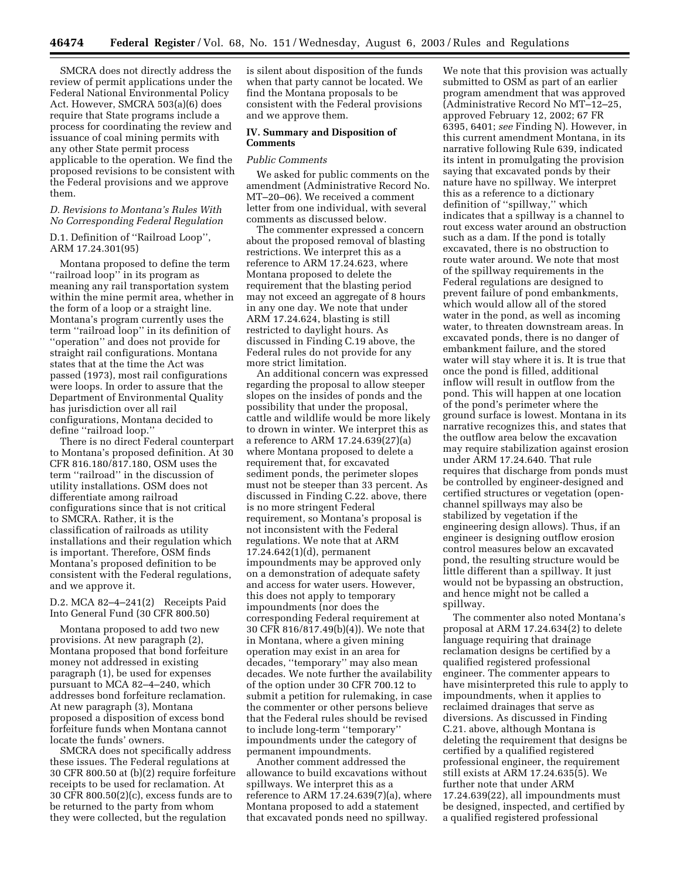SMCRA does not directly address the review of permit applications under the Federal National Environmental Policy Act. However, SMCRA 503(a)(6) does require that State programs include a process for coordinating the review and issuance of coal mining permits with any other State permit process applicable to the operation. We find the proposed revisions to be consistent with the Federal provisions and we approve them.

### D. Revisions to Montana's Rules With No Corresponding Federal Regulation

D.1. Definition of "Railroad Loop", ARM 17.24.301(95)

Montana proposed to define the term "railroad loop" in its program as meaning any rail transportation system within the mine permit area, whether in the form of a loop or a straight line. Montana's program currently uses the term "railroad loop" in its definition of "operation" and does not provide for straight rail configurations. Montana states that at the time the Act was passed (1973), most rail configurations were loops. In order to assure that the Department of Environmental Quality has jurisdiction over all rail configurations, Montana decided to define "railroad loop."

There is no direct Federal counterpart to Montana's proposed definition. At 30 CFR 816.180/817.180, OSM uses the term "railroad" in the discussion of utility installations. OSM does not differentiate among railroad configurations since that is not critical to SMCRA. Rather, it is the classification of railroads as utility installations and their regulation which is important. Therefore, OSM finds Montana's proposed definition to be consistent with the Federal regulations, and we approve it.

D.2. MCA 82–4–241(2) Receipts Paid Into General Fund (30 CFR 800.50)

Montana proposed to add two new provisions. At new paragraph (2), Montana proposed that bond forfeiture money not addressed in existing paragraph (1), be used for expenses pursuant to MCA 82–4–240, which addresses bond forfeiture reclamation. At new paragraph (3), Montana proposed a disposition of excess bond forfeiture funds when Montana cannot locate the funds' owners.

SMCRA does not specifically address these issues. The Federal regulations at 30 CFR 800.50 at (b)(2) require forfeiture receipts to be used for reclamation. At 30 CFR 800.50(2)(c), excess funds are to be returned to the party from whom they were collected, but the regulation is silent about disposition of the funds when that party cannot be located. We find the Montana proposals to be consistent with the Federal provisions and we approve them.

## IV. Summary and Disposition of Comments

*Public Comments*

We asked for public comments on the amendment (Administrative Record No. MT–20–06). We received a comment letter from one individual, with several comments as discussed below.

The commenter expressed a concern about the proposed removal of blasting restrictions. We interpret this as a reference to ARM 17.24.623, where Montana proposed to delete the requirement that the blasting period may not exceed an aggregate of 8 hours in any one day. We note that under ARM 17.24.624, blasting is still restricted to daylight hours. As discussed in Finding C.19 above, the Federal rules do not provide for any more strict limitation.

An additional concern was expressed regarding the proposal to allow steeper slopes on the insides of ponds and the possibility that under the proposal, cattle and wildlife would be more likely to drown in winter. We interpret this as a reference to ARM 17.24.639(27)(a) where Montana proposed to delete a requirement that, for excavated sediment ponds, the perimeter slopes must not be steeper than 33 percent. As discussed in Finding C.22. above, there is no more stringent Federal requirement, so Montana's proposal is not inconsistent with the Federal regulations. We note that at ARM 17.24.642(1)(d), permanent impoundments may be approved only on a demonstration of adequate safety and access for water users. However, this does not apply to temporary impoundments (nor does the corresponding Federal requirement at 30 CFR 816/817.49(b)(4)). We note that in Montana, where a given mining operation may exist in an area for decades, "temporary" may also mean decades. We note further the availability of the option under 30 CFR 700.12 to submit a petition for rulemaking, in case the commenter or other persons believe that the Federal rules should be revised to include long-term "temporary" impoundments under the category of permanent impoundments.

Another comment addressed the allowance to build excavations without spillways. We interpret this as a reference to ARM 17.24.639(7)(a), where Montana proposed to add a statement that excavated ponds need no spillway. We note that this provision was actually submitted to OSM as part of an earlier program amendment that was approved (Administrative Record No MT–12–25, approved February 12, 2002; 67 FR 6395, 6401; *see* Finding N). However, in this current amendment Montana, in its narrative following Rule 639, indicated its intent in promulgating the provision saying that excavated ponds by their nature have no spillway. We interpret this as a reference to a dictionary definition of "spillway," which indicates that a spillway is a channel to rout excess water around an obstruction such as a dam. If the pond is totally excavated, there is no obstruction to route water around. We note that most of the spillway requirements in the Federal regulations are designed to prevent failure of pond embankments, which would allow all of the stored water in the pond, as well as incoming water, to threaten downstream areas. In excavated ponds, there is no danger of embankment failure, and the stored water will stay where it is. It is true that once the pond is filled, additional inflow will result in outflow from the pond. This will happen at one location of the pond's perimeter where the ground surface is lowest. Montana in its narrative recognizes this, and states that the outflow area below the excavation may require stabilization against erosion under ARM 17.24.640. That rule requires that discharge from ponds must be controlled by engineer-designed and certified structures or vegetation (open-channel spillways may also be stabilized by vegetation if the engineering design allows). Thus, if an engineer is designing outflow erosion control measures below an excavated pond, the resulting structure would be little different than a spillway. It just would not be bypassing an obstruction, and hence might not be called a spillway.

The commenter also noted Montana's proposal at ARM 17.24.634(2) to delete language requiring that drainage reclamation designs be certified by a qualified registered professional engineer. The commenter appears to have misinterpreted this rule to apply to impoundments, when it applies to reclaimed drainages that serve as diversions. As discussed in Finding C.21. above, although Montana is deleting the requirement that designs be certified by a qualified registered professional engineer, the requirement still exists at ARM 17.24.635(5). We further note that under ARM 17.24.639(22), all impoundments must be designed, inspected, and certified by a qualified registered professional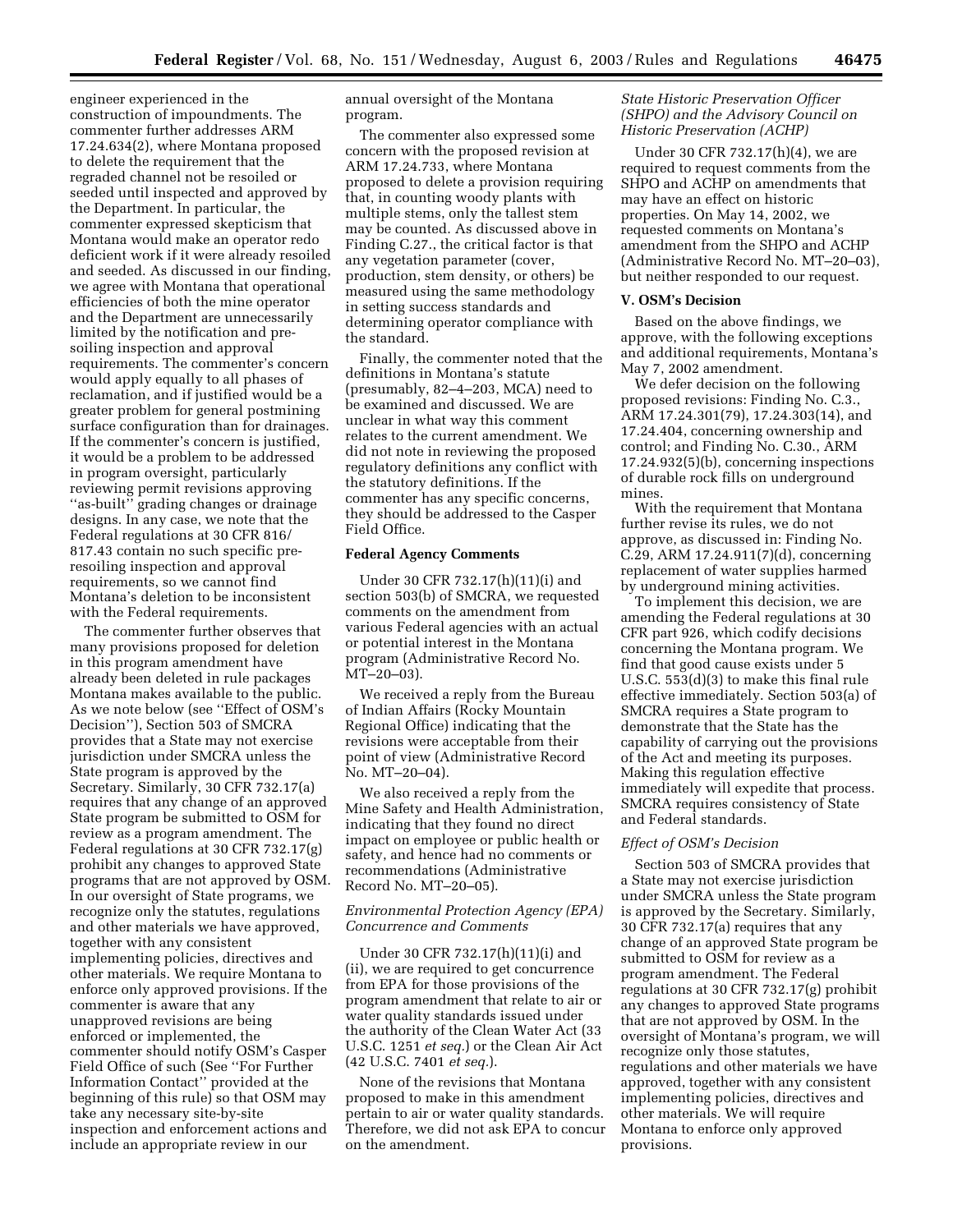engineer experienced in the construction of impoundments. The commenter further addresses ARM 17.24.634(2), where Montana proposed to delete the requirement that the regraded channel not be resoiled or seeded until inspected and approved by the Department. In particular, the commenter expressed skepticism that Montana would make an operator redo deficient work if it were already resoiled and seeded. As discussed in our finding, we agree with Montana that operational efficiencies of both the mine operator and the Department are unnecessarily limited by the notification and pre-soiling inspection and approval requirements. The commenter's concern would apply equally to all phases of reclamation, and if justified would be a greater problem for general postmining surface configuration than for drainages. If the commenter's concern is justified, it would be a problem to be addressed in program oversight, particularly reviewing permit revisions approving "as-built" grading changes or drainage designs. In any case, we note that the Federal regulations at 30 CFR 816/817.43 contain no such specific pre-resoiling inspection and approval requirements, so we cannot find Montana's deletion to be inconsistent with the Federal requirements.

The commenter further observes that many provisions proposed for deletion in this program amendment have already been deleted in rule packages Montana makes available to the public. As we note below (see "Effect of OSM's Decision"), Section 503 of SMCRA provides that a State may not exercise jurisdiction under SMCRA unless the State program is approved by the Secretary. Similarly, 30 CFR 732.17(a) requires that any change of an approved State program be submitted to OSM for review as a program amendment. The Federal regulations at 30 CFR 732.17(g) prohibit any changes to approved State programs that are not approved by OSM. In our oversight of State programs, we recognize only the statutes, regulations and other materials we have approved, together with any consistent implementing policies, directives and other materials. We require Montana to enforce only approved provisions. If the commenter is aware that any unapproved revisions are being enforced or implemented, the commenter should notify OSM's Casper Field Office of such (See "For Further Information Contact" provided at the beginning of this rule) so that OSM may take any necessary site-by-site inspection and enforcement actions and include an appropriate review in our annual oversight of the Montana program.

The commenter also expressed some concern with the proposed revision at ARM 17.24.733, where Montana proposed to delete a provision requiring that, in counting woody plants with multiple stems, only the tallest stem may be counted. As discussed above in Finding C.27., the critical factor is that any vegetation parameter (cover, production, stem density, or others) be measured using the same methodology in setting success standards and determining operator compliance with the standard.

Finally, the commenter noted that the definitions in Montana's statute (presumably, 82–4–203, MCA) need to be examined and discussed. We are unclear in what way this comment relates to the current amendment. We did not note in reviewing the proposed regulatory definitions any conflict with the statutory definitions. If the commenter has any specific concerns, they should be addressed to the Casper Field Office.

**Federal Agency Comments**

Under 30 CFR 732.17(h)(11)(i) and section 503(b) of SMCRA, we requested comments on the amendment from various Federal agencies with an actual or potential interest in the Montana program (Administrative Record No. MT–20–03).

We received a reply from the Bureau of Indian Affairs (Rocky Mountain Regional Office) indicating that the revisions were acceptable from their point of view (Administrative Record No. MT–20–04).

We also received a reply from the Mine Safety and Health Administration, indicating that they found no direct impact on employee or public health or safety, and hence had no comments or recommendations (Administrative Record No. MT–20–05).

*Environmental Protection Agency (EPA) Concurrence and Comments*

Under 30 CFR 732.17(h)(11)(i) and (ii), we are required to get concurrence from EPA for those provisions of the program amendment that relate to air or water quality standards issued under the authority of the Clean Water Act (33 U.S.C. 1251 *et seq.*) or the Clean Air Act (42 U.S.C. 7401 *et seq.*).

None of the revisions that Montana proposed to make in this amendment pertain to air or water quality standards. Therefore, we did not ask EPA to concur on the amendment.

*State Historic Preservation Officer (SHPO) and the Advisory Council on Historic Preservation (ACHP)*

Under 30 CFR 732.17(h)(4), we are required to request comments from the SHPO and ACHP on amendments that may have an effect on historic properties. On May 14, 2002, we requested comments on Montana's amendment from the SHPO and ACHP (Administrative Record No. MT–20–03), but neither responded to our request.

**V. OSM's Decision**

Based on the above findings, we approve, with the following exceptions and additional requirements, Montana's May 7, 2002 amendment.

We defer decision on the following proposed revisions: Finding No. C.3., ARM 17.24.301(79), 17.24.303(14), and 17.24.404, concerning ownership and control; and Finding No. C.30., ARM 17.24.932(5)(b), concerning inspections of durable rock fills on underground mines.

With the requirement that Montana further revise its rules, we do not approve, as discussed in: Finding No. C.29, ARM 17.24.911(7)(d), concerning replacement of water supplies harmed by underground mining activities.

To implement this decision, we are amending the Federal regulations at 30 CFR part 926, which codify decisions concerning the Montana program. We find that good cause exists under 5 U.S.C. 553(d)(3) to make this final rule effective immediately. Section 503(a) of SMCRA requires a State program to demonstrate that the State has the capability of carrying out the provisions of the Act and meeting its purposes. Making this regulation effective immediately will expedite that process. SMCRA requires consistency of State and Federal standards.

*Effect of OSM's Decision*

Section 503 of SMCRA provides that a State may not exercise jurisdiction under SMCRA unless the State program is approved by the Secretary. Similarly, 30 CFR 732.17(a) requires that any change of an approved State program be submitted to OSM for review as a program amendment. The Federal regulations at 30 CFR 732.17(g) prohibit any changes to approved State programs that are not approved by OSM. In the oversight of Montana's program, we will recognize only those statutes, regulations and other materials we have approved, together with any consistent implementing policies, directives and other materials. We will require Montana to enforce only approved provisions.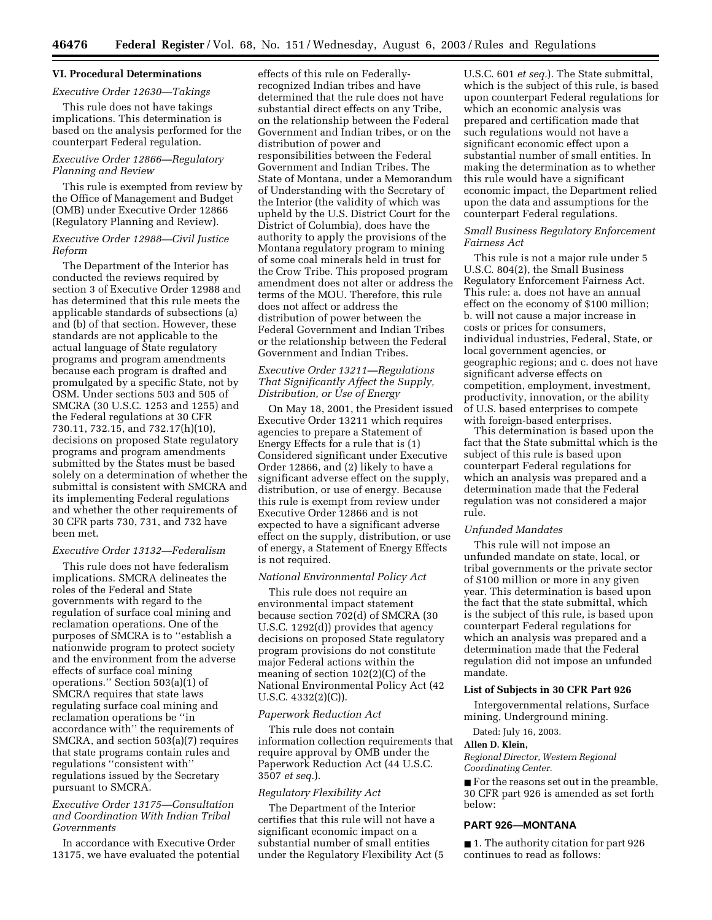## VI. Procedural Determinations

*Executive Order 12630—Takings*

This rule does not have takings implications. This determination is based on the analysis performed for the counterpart Federal regulation.

*Executive Order 12866—Regulatory Planning and Review*

This rule is exempted from review by the Office of Management and Budget (OMB) under Executive Order 12866 (Regulatory Planning and Review).

*Executive Order 12988—Civil Justice Reform*

The Department of the Interior has conducted the reviews required by section 3 of Executive Order 12988 and has determined that this rule meets the applicable standards of subsections (a) and (b) of that section. However, these standards are not applicable to the actual language of State regulatory programs and program amendments because each program is drafted and promulgated by a specific State, not by OSM. Under sections 503 and 505 of SMCRA (30 U.S.C. 1253 and 1255) and the Federal regulations at 30 CFR 730.11, 732.15, and 732.17(h)(10), decisions on proposed State regulatory programs and program amendments submitted by the States must be based solely on a determination of whether the submittal is consistent with SMCRA and its implementing Federal regulations and whether the other requirements of 30 CFR parts 730, 731, and 732 have been met.

*Executive Order 13132—Federalism*

This rule does not have federalism implications. SMCRA delineates the roles of the Federal and State governments with regard to the regulation of surface coal mining and reclamation operations. One of the purposes of SMCRA is to ''establish a nationwide program to protect society and the environment from the adverse effects of surface coal mining operations.'' Section 503(a)(1) of SMCRA requires that state laws regulating surface coal mining and reclamation operations be ''in accordance with'' the requirements of SMCRA, and section 503(a)(7) requires that state programs contain rules and regulations ''consistent with'' regulations issued by the Secretary pursuant to SMCRA.

*Executive Order 13175—Consultation and Coordination With Indian Tribal Governments*

In accordance with Executive Order 13175, we have evaluated the potential effects of this rule on Federally-recognized Indian tribes and have determined that the rule does not have substantial direct effects on any Tribe, on the relationship between the Federal Government and Indian tribes, or on the distribution of power and responsibilities between the Federal Government and Indian Tribes. The State of Montana, under a Memorandum of Understanding with the Secretary of the Interior (the validity of which was upheld by the U.S. District Court for the District of Columbia), does have the authority to apply the provisions of the Montana regulatory program to mining of some coal minerals held in trust for the Crow Tribe. This proposed program amendment does not alter or address the terms of the MOU. Therefore, this rule does not affect or address the distribution of power between the Federal Government and Indian Tribes or the relationship between the Federal Government and Indian Tribes.

*Executive Order 13211—Regulations That Significantly Affect the Supply, Distribution, or Use of Energy*

On May 18, 2001, the President issued Executive Order 13211 which requires agencies to prepare a Statement of Energy Effects for a rule that is (1) Considered significant under Executive Order 12866, and (2) likely to have a significant adverse effect on the supply, distribution, or use of energy. Because this rule is exempt from review under Executive Order 12866 and is not expected to have a significant adverse effect on the supply, distribution, or use of energy, a Statement of Energy Effects is not required.

*National Environmental Policy Act*

This rule does not require an environmental impact statement because section 702(d) of SMCRA (30 U.S.C. 1292(d)) provides that agency decisions on proposed State regulatory program provisions do not constitute major Federal actions within the meaning of section 102(2)(C) of the National Environmental Policy Act (42 U.S.C. 4332(2)(C)).

*Paperwork Reduction Act*

This rule does not contain information collection requirements that require approval by OMB under the Paperwork Reduction Act (44 U.S.C. 3507 *et seq.*).

*Regulatory Flexibility Act*

The Department of the Interior certifies that this rule will not have a significant economic impact on a substantial number of small entities under the Regulatory Flexibility Act (5 U.S.C. 601 *et seq.*). The State submittal, which is the subject of this rule, is based upon counterpart Federal regulations for which an economic analysis was prepared and certification made that such regulations would not have a significant economic effect upon a substantial number of small entities. In making the determination as to whether this rule would have a significant economic impact, the Department relied upon the data and assumptions for the counterpart Federal regulations.

*Small Business Regulatory Enforcement Fairness Act*

This rule is not a major rule under 5 U.S.C. 804(2), the Small Business Regulatory Enforcement Fairness Act. This rule: a. does not have an annual effect on the economy of $100 million; b. will not cause a major increase in costs or prices for consumers, individual industries, Federal, State, or local government agencies, or geographic regions; and c. does not have significant adverse effects on competition, employment, investment, productivity, innovation, or the ability of U.S. based enterprises to compete with foreign-based enterprises.

This determination is based upon the fact that the State submittal which is the subject of this rule is based upon counterpart Federal regulations for which an analysis was prepared and a determination made that the Federal regulation was not considered a major rule.

*Unfunded Mandates*

This rule will not impose an unfunded mandate on state, local, or tribal governments or the private sector of $100 million or more in any given year. This determination is based upon the fact that the state submittal, which is the subject of this rule, is based upon counterpart Federal regulations for which an analysis was prepared and a determination made that the Federal regulation did not impose an unfunded mandate.

**List of Subjects in 30 CFR Part 926**

Intergovernmental relations, Surface mining, Underground mining.

Dated: July 16, 2003.

**Allen D. Klein,**

*Regional Director, Western Regional Coordinating Center.*

■ For the reasons set out in the preamble, 30 CFR part 926 is amended as set forth below:

## PART 926—MONTANA

■ 1. The authority citation for part 926 continues to read as follows: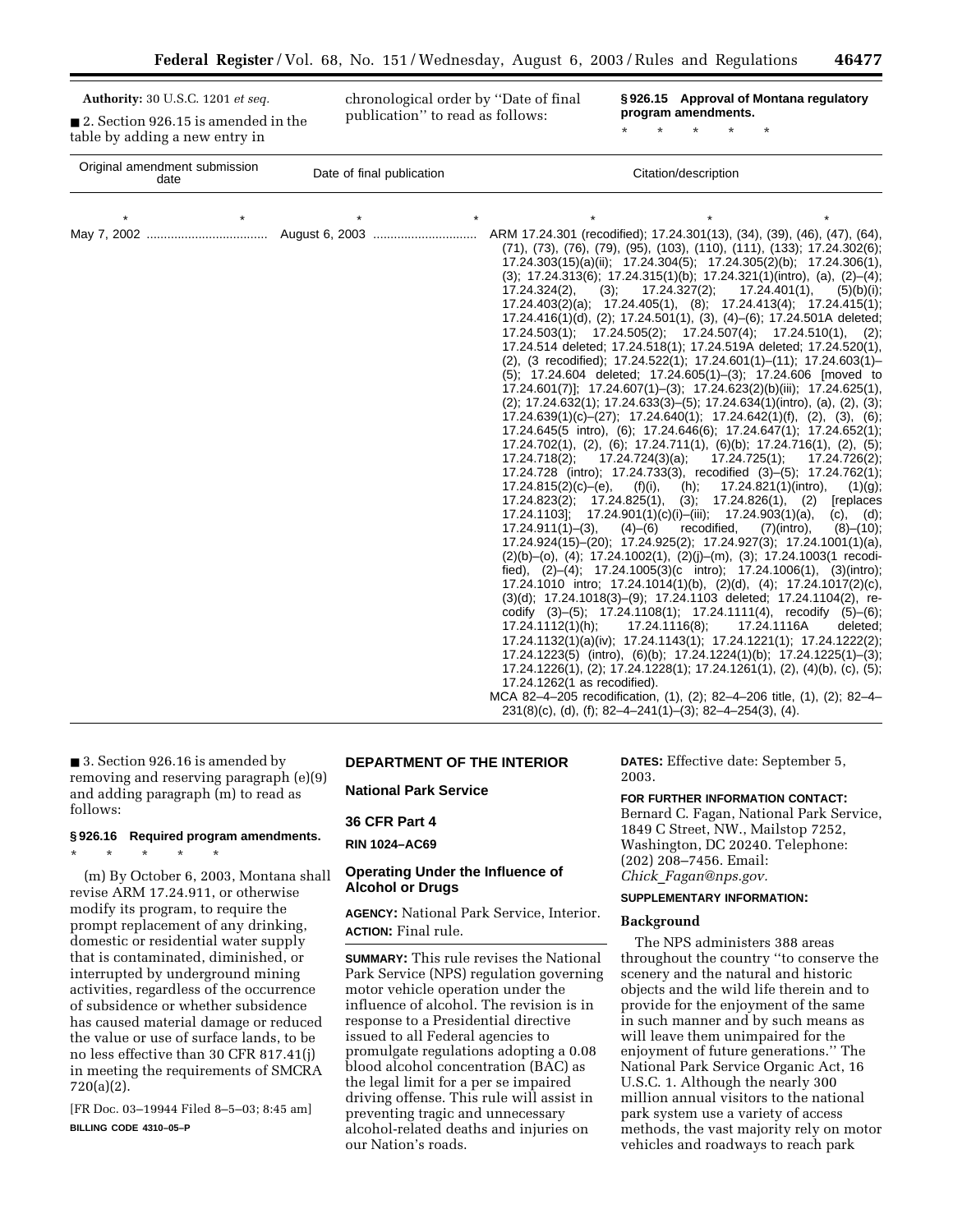**Authority:** 30 U.S.C. 1201 *et seq.*

■ 2. Section 926.15 is amended in the table by adding a new entry in chronological order by "Date of final publication" to read as follows:

**§ 926.15 Approval of Montana regulatory program amendments.**

\* \* \* \* \*

| Original amendment submission date | Date of final publication | Citation/description |
|---|---|---|
| \* \* | \* \* | \* \* \* |
| May 7, 2002 | August 6, 2003 | ARM 17.24.301 (recodified); 17.24.301(13), (34), (39), (46), (47), (64), (71), (73), (76), (79), (95), (103), (110), (111), (133); 17.24.302(6); 17.24.303(15)(a)(ii); 17.24.304(5); 17.24.305(2)(b); 17.24.306(1), (3); 17.24.313(6); 17.24.315(1)(b); 17.24.321(1)(intro), (a), (2)–(4); 17.24.324(2), (3); 17.24.327(2); 17.24.401(1), (5)(b)(i); 17.24.403(2)(a); 17.24.405(1), (8); 17.24.413(4); 17.24.415(1); 17.24.416(1)(d), (2); 17.24.501(1), (3), (4)–(6); 17.24.501A deleted; 17.24.503(1); 17.24.505(2); 17.24.507(4); 17.24.510(1), (2); 17.24.514 deleted; 17.24.518(1); 17.24.519A deleted; 17.24.520(1), (2), (3 recodified); 17.24.522(1); 17.24.601(1)–(11); 17.24.603(1)–(5); 17.24.604 deleted; 17.24.605(1)–(3); 17.24.606 [moved to 17.24.601(7)]; 17.24.607(1)–(3); 17.24.623(2)(b)(iii); 17.24.625(1), (2); 17.24.632(1); 17.24.633(3)–(5); 17.24.634(1)(intro), (a), (2), (3); 17.24.639(1)(c)–(27); 17.24.640(1); 17.24.642(1)(f), (2), (3), (6); 17.24.645(5 intro), (6); 17.24.646(6); 17.24.647(1); 17.24.652(1); 17.24.702(1), (2), (6); 17.24.711(1), (6)(b); 17.24.716(1), (2), (5); 17.24.718(2); 17.24.724(3)(a); 17.24.725(1); 17.24.726(2); 17.24.728 (intro); 17.24.733(3), recodified (3)–(5); 17.24.762(1); 17.24.815(2)(c)–(e), (f)(i), (h); 17.24.821(1)(intro), (1)(g); 17.24.823(2); 17.24.825(1), (3); 17.24.826(1), (2) [replaces 17.24.1103]; 17.24.901(1)(c)(i)–(iii); 17.24.903(1)(a), (c), (d); 17.24.911(1)–(3), (4)–(6) recodified, (7)(intro), (8)–(10); 17.24.924(15)–(20); 17.24.925(2); 17.24.927(3); 17.24.1001(1)(a), (2)(b)–(o), (4); 17.24.1002(1), (2)(j)–(m), (3); 17.24.1003(1 recodified), (2)–(4); 17.24.1005(3)(c intro); 17.24.1006(1), (3)(intro); 17.24.1010 intro; 17.24.1014(1)(b), (2)(d), (4); 17.24.1017(2)(c), (3)(d); 17.24.1018(3)–(9); 17.24.1103 deleted; 17.24.1104(2), recodify (3)–(5); 17.24.1108(1); 17.24.1111(4), recodify (5)–(6); 17.24.1112(1)(h); 17.24.1116(8); 17.24.1116A deleted; 17.24.1132(1)(a)(iv); 17.24.1143(1); 17.24.1221(1); 17.24.1222(2); 17.24.1223(5) (intro), (6)(b); 17.24.1224(1)(b); 17.24.1225(1)–(3); 17.24.1226(1), (2); 17.24.1228(1); 17.24.1261(1), (2), (4)(b), (c), (5); 17.24.1262(1 as recodified).<br>MCA 82–4–205 recodification, (1), (2); 82–4–206 title, (1), (2); 82–4–231(8)(c), (d), (f); 82–4–241(1)–(3); 82–4–254(3), (4). |

■ 3. Section 926.16 is amended by removing and reserving paragraph (e)(9) and adding paragraph (m) to read as follows:

**§ 926.16 Required program amendments.**

\* \* \* \* \*

(m) By October 6, 2003, Montana shall revise ARM 17.24.911, or otherwise modify its program, to require the prompt replacement of any drinking, domestic or residential water supply that is contaminated, diminished, or interrupted by underground mining activities, regardless of the occurrence of subsidence or whether subsidence has caused material damage or reduced the value or use of surface lands, to be no less effective than 30 CFR 817.41(j) in meeting the requirements of SMCRA 720(a)(2).

[FR Doc. 03–19944 Filed 8–5–03; 8:45 am]

**BILLING CODE 4310–05–P**

## DEPARTMENT OF THE INTERIOR

## National Park Service

## 36 CFR Part 4

**RIN 1024–AC69**

## Operating Under the Influence of Alcohol or Drugs

**AGENCY:** National Park Service, Interior.

**ACTION:** Final rule.

**SUMMARY:** This rule revises the National Park Service (NPS) regulation governing motor vehicle operation under the influence of alcohol. The revision is in response to a Presidential directive issued to all Federal agencies to promulgate regulations adopting a 0.08 blood alcohol concentration (BAC) as the legal limit for a per se impaired driving offense. This rule will assist in preventing tragic and unnecessary alcohol-related deaths and injuries on our Nation's roads.

**DATES:** Effective date: September 5, 2003.

**FOR FURTHER INFORMATION CONTACT:** Bernard C. Fagan, National Park Service, 1849 C Street, NW., Mailstop 7252, Washington, DC 20240. Telephone: (202) 208–7456. Email: *Chick_Fagan@nps.gov.*

**SUPPLEMENTARY INFORMATION:**

### Background

The NPS administers 388 areas throughout the country "to conserve the scenery and the natural and historic objects and the wild life therein and to provide for the enjoyment of the same in such manner and by such means as will leave them unimpaired for the enjoyment of future generations." The National Park Service Organic Act, 16 U.S.C. 1. Although the nearly 300 million annual visitors to the national park system use a variety of access methods, the vast majority rely on motor vehicles and roadways to reach park